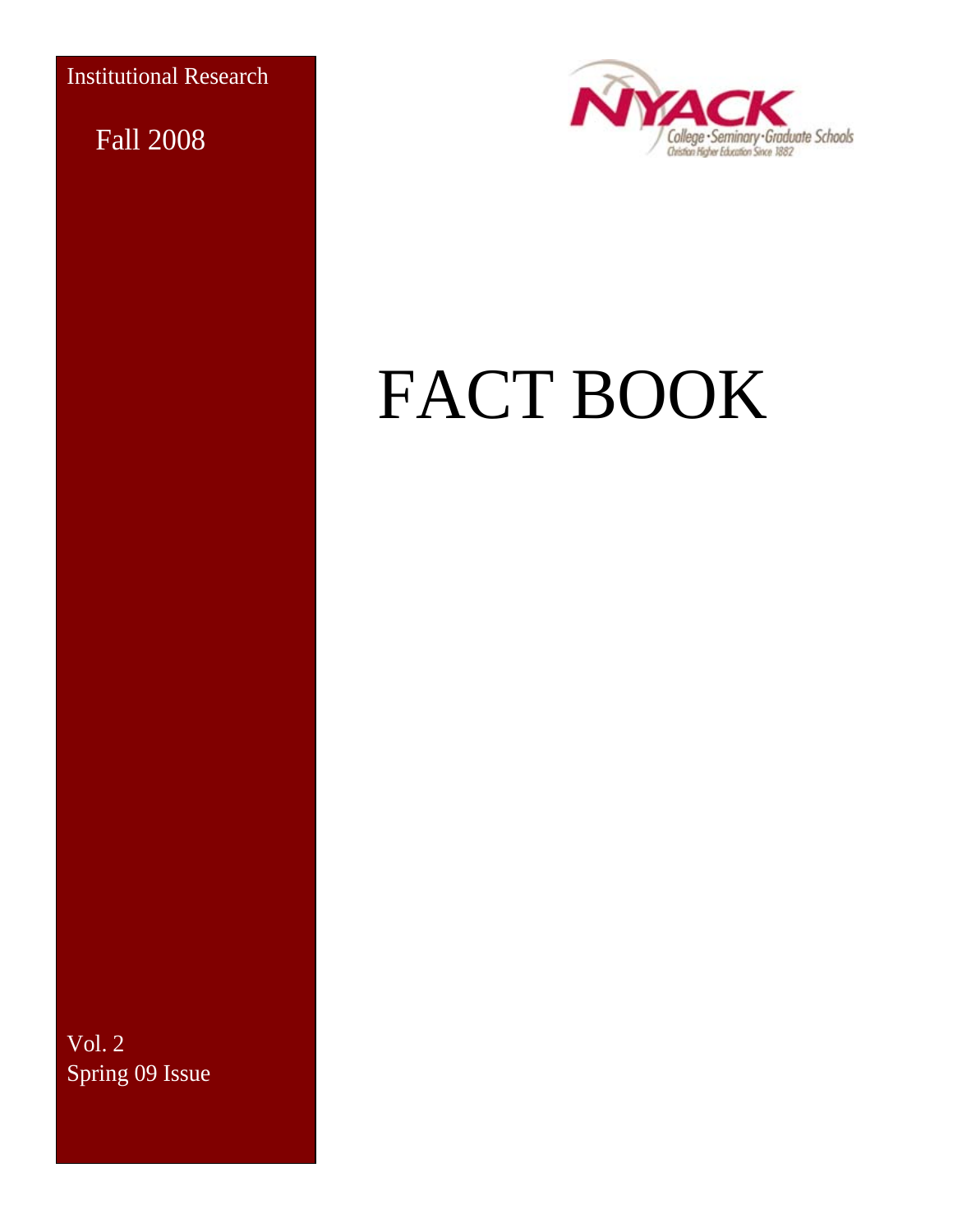Institutional Research

Fall 2008

NYACK

College · Seminary · Graduate Schools

Christian Higher Education Since 1882

# FACT BOOK

Vol. 2

Spring 09 Issue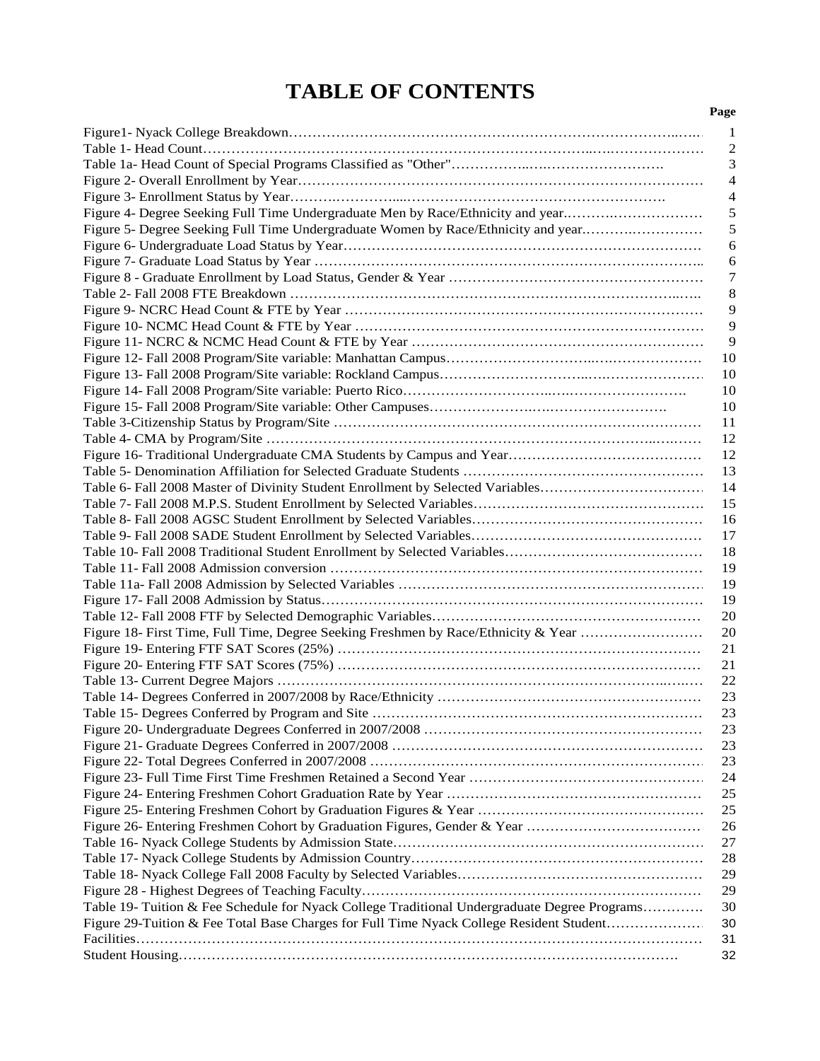# TABLE OF CONTENTS

| | Page |
|---|---|
| Figure1- Nyack College Breakdown | 1 |
| Table 1- Head Count | 2 |
| Table 1a- Head Count of Special Programs Classified as "Other" | 3 |
| Figure 2- Overall Enrollment by Year | 4 |
| Figure 3- Enrollment Status by Year | 4 |
| Figure 4- Degree Seeking Full Time Undergraduate Men by Race/Ethnicity and year. | 5 |
| Figure 5- Degree Seeking Full Time Undergraduate Women by Race/Ethnicity and year. | 5 |
| Figure 6- Undergraduate Load Status by Year | 6 |
| Figure 7- Graduate Load Status by Year | 6 |
| Figure 8 - Graduate Enrollment by Load Status, Gender & Year | 7 |
| Table 2- Fall 2008 FTE Breakdown | 8 |
| Figure 9- NCRC Head Count & FTE by Year | 9 |
| Figure 10- NCMC Head Count & FTE by Year | 9 |
| Figure 11- NCRC & NCMC Head Count & FTE by Year | 9 |
| Figure 12- Fall 2008 Program/Site variable: Manhattan Campus | 10 |
| Figure 13- Fall 2008 Program/Site variable: Rockland Campus | 10 |
| Figure 14- Fall 2008 Program/Site variable: Puerto Rico | 10 |
| Figure 15- Fall 2008 Program/Site variable: Other Campuses | 10 |
| Table 3-Citizenship Status by Program/Site | 11 |
| Table 4- CMA by Program/Site | 12 |
| Figure 16- Traditional Undergraduate CMA Students by Campus and Year | 12 |
| Table 5- Denomination Affiliation for Selected Graduate Students | 13 |
| Table 6- Fall 2008 Master of Divinity Student Enrollment by Selected Variables | 14 |
| Table 7- Fall 2008 M.P.S. Student Enrollment by Selected Variables | 15 |
| Table 8- Fall 2008 AGSC Student Enrollment by Selected Variables | 16 |
| Table 9- Fall 2008 SADE Student Enrollment by Selected Variables | 17 |
| Table 10- Fall 2008 Traditional Student Enrollment by Selected Variables | 18 |
| Table 11- Fall 2008 Admission conversion | 19 |
| Table 11a- Fall 2008 Admission by Selected Variables | 19 |
| Figure 17- Fall 2008 Admission by Status | 19 |
| Table 12- Fall 2008 FTF by Selected Demographic Variables | 20 |
| Figure 18- First Time, Full Time, Degree Seeking Freshmen by Race/Ethnicity & Year | 20 |
| Figure 19- Entering FTF SAT Scores (25%) | 21 |
| Figure 20- Entering FTF SAT Scores (75%) | 21 |
| Table 13- Current Degree Majors | 22 |
| Table 14- Degrees Conferred in 2007/2008 by Race/Ethnicity | 23 |
| Table 15- Degrees Conferred by Program and Site | 23 |
| Figure 20- Undergraduate Degrees Conferred in 2007/2008 | 23 |
| Figure 21- Graduate Degrees Conferred in 2007/2008 | 23 |
| Figure 22- Total Degrees Conferred in 2007/2008 | 23 |
| Figure 23- Full Time First Time Freshmen Retained a Second Year | 24 |
| Figure 24- Entering Freshmen Cohort Graduation Rate by Year | 25 |
| Figure 25- Entering Freshmen Cohort by Graduation Figures & Year | 25 |
| Figure 26- Entering Freshmen Cohort by Graduation Figures, Gender & Year | 26 |
| Table 16- Nyack College Students by Admission State | 27 |
| Table 17- Nyack College Students by Admission Country | 28 |
| Table 18- Nyack College Fall 2008 Faculty by Selected Variables | 29 |
| Figure 28 - Highest Degrees of Teaching Faculty | 29 |
| Table 19- Tuition & Fee Schedule for Nyack College Traditional Undergraduate Degree Programs | 30 |
| Figure 29-Tuition & Fee Total Base Charges for Full Time Nyack College Resident Student | 30 |
| Facilities | 31 |
| Student Housing | 32 |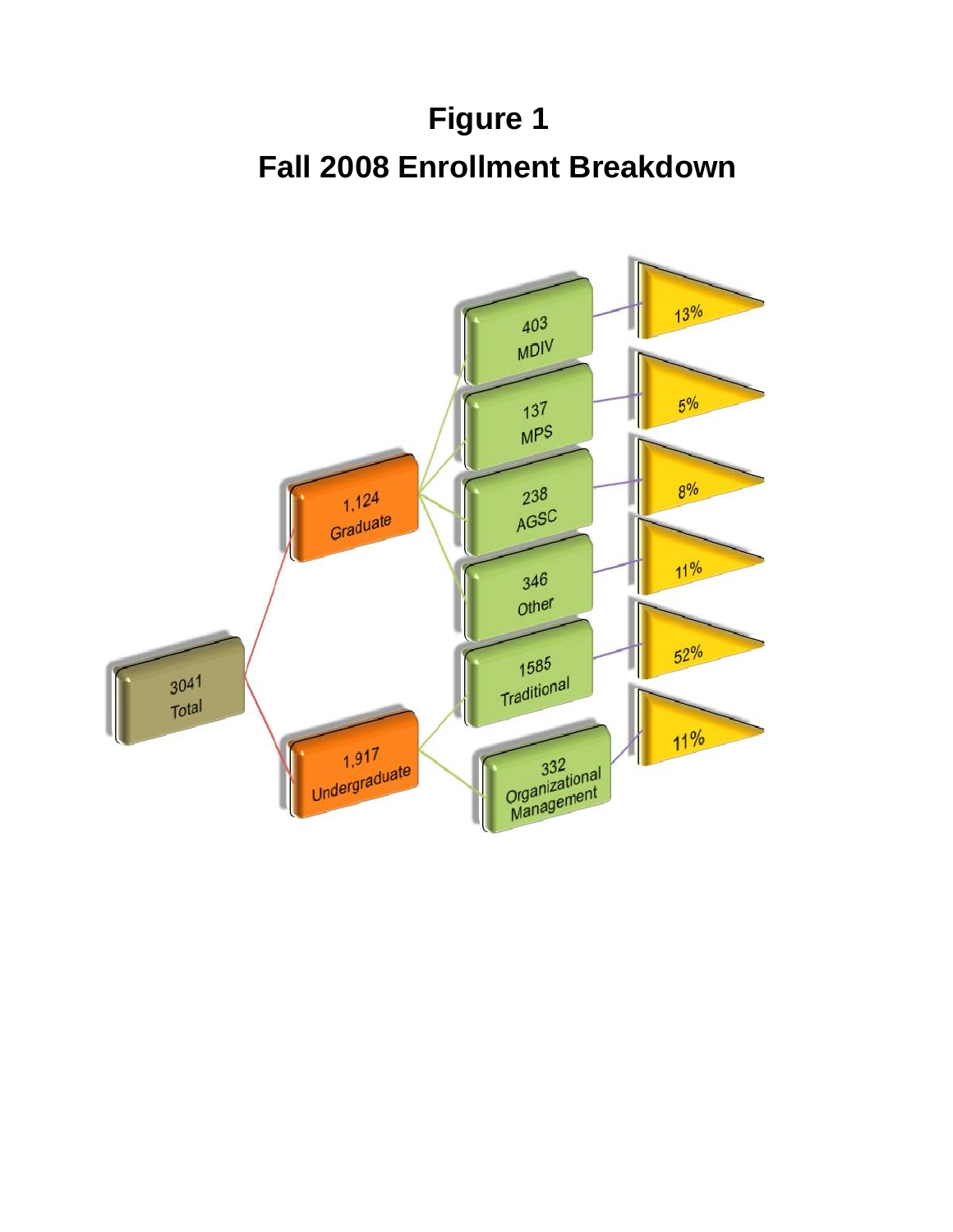# Figure 1

## Fall 2008 Enrollment Breakdown

- 3041 Total
  - 1,124 Graduate
    - 403 MDIV — 13%
    - 137 MPS — 5%
    - 238 AGSC — 8%
    - 346 Other — 11%
  - 1,917 Undergraduate
    - 1585 Traditional — 52%
    - 332 Organizational Management — 11%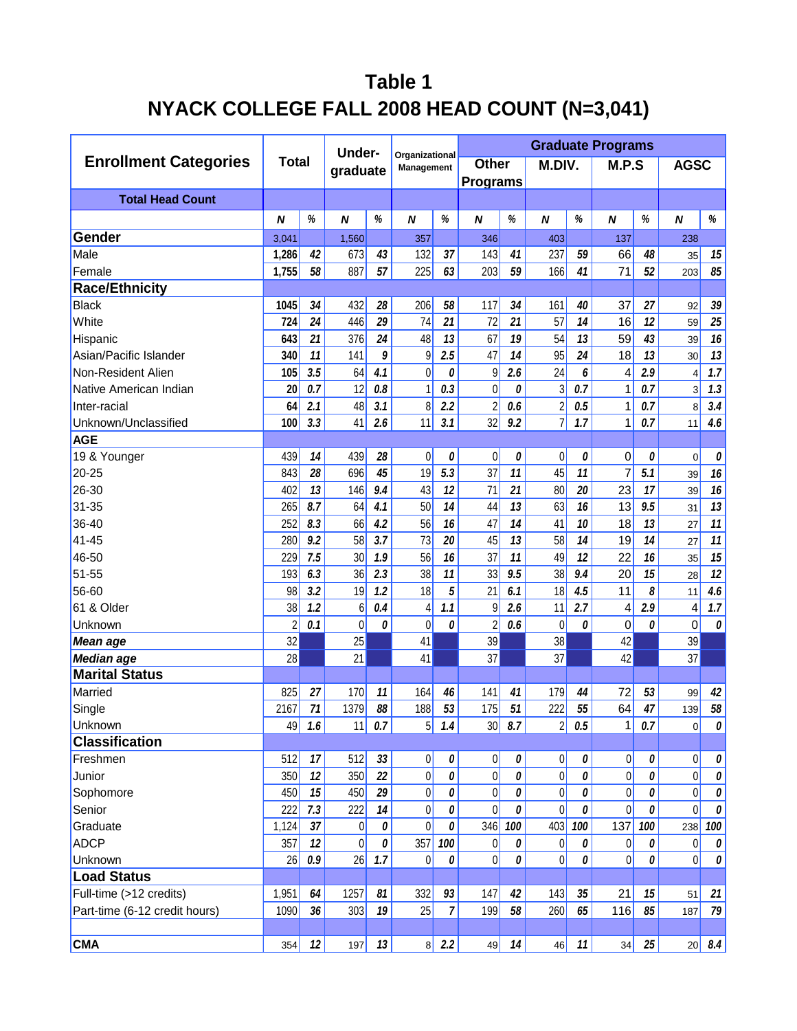# Table 1
## NYACK COLLEGE FALL 2008 HEAD COUNT (N=3,041)

| Enrollment Categories | Total | | Under-graduate | | Organizational Management | | Graduate Programs | | | | | | | |
|---|---|---|---|---|---|---|---|---|---|---|---|---|---|---|
| | | | | | | | Other Programs | | M.DIV. | | M.P.S | | AGSC | |
| **Total Head Count** | | | | | | | | | | | | | | |
| | ***N*** | ***%*** | ***N*** | ***%*** | ***N*** | ***%*** | ***N*** | ***%*** | ***N*** | ***%*** | ***N*** | ***%*** | ***N*** | ***%*** |
| **Gender** | 3,041 | | 1,560 | | 357 | | 346 | | 403 | | 137 | | 238 | |
| Male | **1,286** | ***42*** | 673 | ***43*** | 132 | ***37*** | 143 | ***41*** | 237 | ***59*** | 66 | ***48*** | 35 | ***15*** |
| Female | **1,755** | ***58*** | 887 | ***57*** | 225 | ***63*** | 203 | ***59*** | 166 | ***41*** | 71 | ***52*** | 203 | ***85*** |
| **Race/Ethnicity** | | | | | | | | | | | | | | |
| Black | **1045** | ***34*** | 432 | ***28*** | 206 | ***58*** | 117 | ***34*** | 161 | ***40*** | 37 | ***27*** | 92 | ***39*** |
| White | **724** | ***24*** | 446 | ***29*** | 74 | ***21*** | 72 | ***21*** | 57 | ***14*** | 16 | ***12*** | 59 | ***25*** |
| Hispanic | **643** | ***21*** | 376 | ***24*** | 48 | ***13*** | 67 | ***19*** | 54 | ***13*** | 59 | ***43*** | 39 | ***16*** |
| Asian/Pacific Islander | **340** | ***11*** | 141 | ***9*** | 9 | ***2.5*** | 47 | ***14*** | 95 | ***24*** | 18 | ***13*** | 30 | ***13*** |
| Non-Resident Alien | **105** | ***3.5*** | 64 | ***4.1*** | 0 | ***0*** | 9 | ***2.6*** | 24 | ***6*** | 4 | ***2.9*** | 4 | ***1.7*** |
| Native American Indian | **20** | ***0.7*** | 12 | ***0.8*** | 1 | ***0.3*** | 0 | ***0*** | 3 | ***0.7*** | 1 | ***0.7*** | 3 | ***1.3*** |
| Inter-racial | **64** | ***2.1*** | 48 | ***3.1*** | 8 | ***2.2*** | 2 | ***0.6*** | 2 | ***0.5*** | 1 | ***0.7*** | 8 | ***3.4*** |
| Unknown/Unclassified | **100** | ***3.3*** | 41 | ***2.6*** | 11 | ***3.1*** | 32 | ***9.2*** | 7 | ***1.7*** | 1 | ***0.7*** | 11 | ***4.6*** |
| **AGE** | | | | | | | | | | | | | | |
| 19 & Younger | 439 | ***14*** | 439 | ***28*** | 0 | ***0*** | 0 | ***0*** | 0 | ***0*** | 0 | ***0*** | 0 | ***0*** |
| 20-25 | 843 | ***28*** | 696 | ***45*** | 19 | ***5.3*** | 37 | ***11*** | 45 | ***11*** | 7 | ***5.1*** | 39 | ***16*** |
| 26-30 | 402 | ***13*** | 146 | ***9.4*** | 43 | ***12*** | 71 | ***21*** | 80 | ***20*** | 23 | ***17*** | 39 | ***16*** |
| 31-35 | 265 | ***8.7*** | 64 | ***4.1*** | 50 | ***14*** | 44 | ***13*** | 63 | ***16*** | 13 | ***9.5*** | 31 | ***13*** |
| 36-40 | 252 | ***8.3*** | 66 | ***4.2*** | 56 | ***16*** | 47 | ***14*** | 41 | ***10*** | 18 | ***13*** | 27 | ***11*** |
| 41-45 | 280 | ***9.2*** | 58 | ***3.7*** | 73 | ***20*** | 45 | ***13*** | 58 | ***14*** | 19 | ***14*** | 27 | ***11*** |
| 46-50 | 229 | ***7.5*** | 30 | ***1.9*** | 56 | ***16*** | 37 | ***11*** | 49 | ***12*** | 22 | ***16*** | 35 | ***15*** |
| 51-55 | 193 | ***6.3*** | 36 | ***2.3*** | 38 | ***11*** | 33 | ***9.5*** | 38 | ***9.4*** | 20 | ***15*** | 28 | ***12*** |
| 56-60 | 98 | ***3.2*** | 19 | ***1.2*** | 18 | ***5*** | 21 | ***6.1*** | 18 | ***4.5*** | 11 | ***8*** | 11 | ***4.6*** |
| 61 & Older | 38 | ***1.2*** | 6 | ***0.4*** | 4 | ***1.1*** | 9 | ***2.6*** | 11 | ***2.7*** | 4 | ***2.9*** | 4 | ***1.7*** |
| Unknown | 2 | ***0.1*** | 0 | ***0*** | 0 | ***0*** | 2 | ***0.6*** | 0 | ***0*** | 0 | ***0*** | 0 | ***0*** |
| ***Mean age*** | 32 | | 25 | | 41 | | 39 | | 38 | | 42 | | 39 | |
| ***Median age*** | 28 | | 21 | | 41 | | 37 | | 37 | | 42 | | 37 | |
| **Marital Status** | | | | | | | | | | | | | | |
| Married | 825 | ***27*** | 170 | ***11*** | 164 | ***46*** | 141 | ***41*** | 179 | ***44*** | 72 | ***53*** | 99 | ***42*** |
| Single | 2167 | ***71*** | 1379 | ***88*** | 188 | ***53*** | 175 | ***51*** | 222 | ***55*** | 64 | ***47*** | 139 | ***58*** |
| Unknown | 49 | ***1.6*** | 11 | ***0.7*** | 5 | ***1.4*** | 30 | ***8.7*** | 2 | ***0.5*** | 1 | ***0.7*** | 0 | ***0*** |
| **Classification** | | | | | | | | | | | | | | |
| Freshmen | 512 | ***17*** | 512 | ***33*** | 0 | ***0*** | 0 | ***0*** | 0 | ***0*** | 0 | ***0*** | 0 | ***0*** |
| Junior | 350 | ***12*** | 350 | ***22*** | 0 | ***0*** | 0 | ***0*** | 0 | ***0*** | 0 | ***0*** | 0 | ***0*** |
| Sophomore | 450 | ***15*** | 450 | ***29*** | 0 | ***0*** | 0 | ***0*** | 0 | ***0*** | 0 | ***0*** | 0 | ***0*** |
| Senior | 222 | ***7.3*** | 222 | ***14*** | 0 | ***0*** | 0 | ***0*** | 0 | ***0*** | 0 | ***0*** | 0 | ***0*** |
| Graduate | 1,124 | ***37*** | 0 | ***0*** | 0 | ***0*** | 346 | ***100*** | 403 | ***100*** | 137 | ***100*** | 238 | ***100*** |
| ADCP | 357 | ***12*** | 0 | ***0*** | 357 | ***100*** | 0 | ***0*** | 0 | ***0*** | 0 | ***0*** | 0 | ***0*** |
| Unknown | 26 | ***0.9*** | 26 | ***1.7*** | 0 | ***0*** | 0 | ***0*** | 0 | ***0*** | 0 | ***0*** | 0 | ***0*** |
| **Load Status** | | | | | | | | | | | | | | |
| Full-time (>12 credits) | 1,951 | ***64*** | 1257 | ***81*** | 332 | ***93*** | 147 | ***42*** | 143 | ***35*** | 21 | ***15*** | 51 | ***21*** |
| Part-time (6-12 credit hours) | 1090 | ***36*** | 303 | ***19*** | 25 | ***7*** | 199 | ***58*** | 260 | ***65*** | 116 | ***85*** | 187 | ***79*** |
| | | | | | | | | | | | | | | |
| **CMA** | 354 | ***12*** | 197 | ***13*** | 8 | ***2.2*** | 49 | ***14*** | 46 | ***11*** | 34 | ***25*** | 20 | ***8.4*** |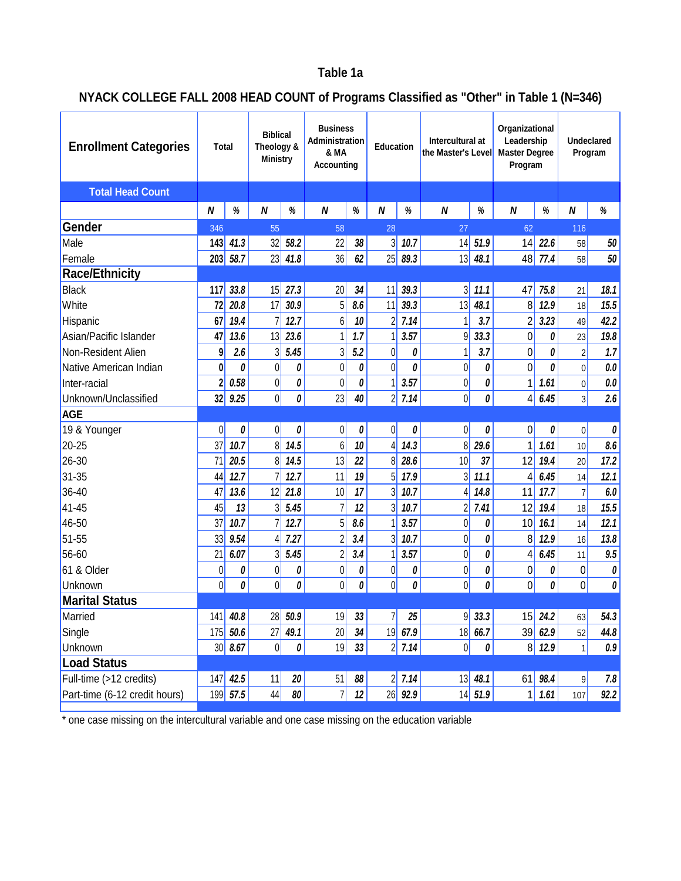# Table 1a

## NYACK COLLEGE FALL 2008 HEAD COUNT of Programs Classified as "Other" in Table 1 (N=346)

| Enrollment Categories | Total | | Biblical Theology & Ministry | | Business Administration & MA Accounting | | Education | | Intercultural at the Master's Level | | Organizational Leadership Master Degree Program | | Undeclared Program | |
|---|---|---|---|---|---|---|---|---|---|---|---|---|---|---|
| **Total Head Count** | | | | | | | | | | | | | | |
| | N | % | N | % | N | % | N | % | N | % | N | % | N | % |
| **Gender** | 346 | | 55 | | 58 | | 28 | | 27 | | 62 | | 116 | |
| Male | 143 | 41.3 | 32 | 58.2 | 22 | 38 | 3 | 10.7 | 14 | 51.9 | 14 | 22.6 | 58 | 50 |
| Female | 203 | 58.7 | 23 | 41.8 | 36 | 62 | 25 | 89.3 | 13 | 48.1 | 48 | 77.4 | 58 | 50 |
| **Race/Ethnicity** | | | | | | | | | | | | | | |
| Black | 117 | 33.8 | 15 | 27.3 | 20 | 34 | 11 | 39.3 | 3 | 11.1 | 47 | 75.8 | 21 | 18.1 |
| White | 72 | 20.8 | 17 | 30.9 | 5 | 8.6 | 11 | 39.3 | 13 | 48.1 | 8 | 12.9 | 18 | 15.5 |
| Hispanic | 67 | 19.4 | 7 | 12.7 | 6 | 10 | 2 | 7.14 | 1 | 3.7 | 2 | 3.23 | 49 | 42.2 |
| Asian/Pacific Islander | 47 | 13.6 | 13 | 23.6 | 1 | 1.7 | 1 | 3.57 | 9 | 33.3 | 0 | 0 | 23 | 19.8 |
| Non-Resident Alien | 9 | 2.6 | 3 | 5.45 | 3 | 5.2 | 0 | 0 | 1 | 3.7 | 0 | 0 | 2 | 1.7 |
| Native American Indian | 0 | 0 | 0 | 0 | 0 | 0 | 0 | 0 | 0 | 0 | 0 | 0 | 0 | 0.0 |
| Inter-racial | 2 | 0.58 | 0 | 0 | 0 | 0 | 1 | 3.57 | 0 | 0 | 1 | 1.61 | 0 | 0.0 |
| Unknown/Unclassified | 32 | 9.25 | 0 | 0 | 23 | 40 | 2 | 7.14 | 0 | 0 | 4 | 6.45 | 3 | 2.6 |
| **AGE** | | | | | | | | | | | | | | |
| 19 & Younger | 0 | 0 | 0 | 0 | 0 | 0 | 0 | 0 | 0 | 0 | 0 | 0 | 0 | 0 |
| 20-25 | 37 | 10.7 | 8 | 14.5 | 6 | 10 | 4 | 14.3 | 8 | 29.6 | 1 | 1.61 | 10 | 8.6 |
| 26-30 | 71 | 20.5 | 8 | 14.5 | 13 | 22 | 8 | 28.6 | 10 | 37 | 12 | 19.4 | 20 | 17.2 |
| 31-35 | 44 | 12.7 | 7 | 12.7 | 11 | 19 | 5 | 17.9 | 3 | 11.1 | 4 | 6.45 | 14 | 12.1 |
| 36-40 | 47 | 13.6 | 12 | 21.8 | 10 | 17 | 3 | 10.7 | 4 | 14.8 | 11 | 17.7 | 7 | 6.0 |
| 41-45 | 45 | 13 | 3 | 5.45 | 7 | 12 | 3 | 10.7 | 2 | 7.41 | 12 | 19.4 | 18 | 15.5 |
| 46-50 | 37 | 10.7 | 7 | 12.7 | 5 | 8.6 | 1 | 3.57 | 0 | 0 | 10 | 16.1 | 14 | 12.1 |
| 51-55 | 33 | 9.54 | 4 | 7.27 | 2 | 3.4 | 3 | 10.7 | 0 | 0 | 8 | 12.9 | 16 | 13.8 |
| 56-60 | 21 | 6.07 | 3 | 5.45 | 2 | 3.4 | 1 | 3.57 | 0 | 0 | 4 | 6.45 | 11 | 9.5 |
| 61 & Older | 0 | 0 | 0 | 0 | 0 | 0 | 0 | 0 | 0 | 0 | 0 | 0 | 0 | 0 |
| Unknown | 0 | 0 | 0 | 0 | 0 | 0 | 0 | 0 | 0 | 0 | 0 | 0 | 0 | 0 |
| **Marital Status** | | | | | | | | | | | | | | |
| Married | 141 | 40.8 | 28 | 50.9 | 19 | 33 | 7 | 25 | 9 | 33.3 | 15 | 24.2 | 63 | 54.3 |
| Single | 175 | 50.6 | 27 | 49.1 | 20 | 34 | 19 | 67.9 | 18 | 66.7 | 39 | 62.9 | 52 | 44.8 |
| Unknown | 30 | 8.67 | 0 | 0 | 19 | 33 | 2 | 7.14 | 0 | 0 | 8 | 12.9 | 1 | 0.9 |
| **Load Status** | | | | | | | | | | | | | | |
| Full-time (>12 credits) | 147 | 42.5 | 11 | 20 | 51 | 88 | 2 | 7.14 | 13 | 48.1 | 61 | 98.4 | 9 | 7.8 |
| Part-time (6-12 credit hours) | 199 | 57.5 | 44 | 80 | 7 | 12 | 26 | 92.9 | 14 | 51.9 | 1 | 1.61 | 107 | 92.2 |

* one case missing on the intercultural variable and one case missing on the education variable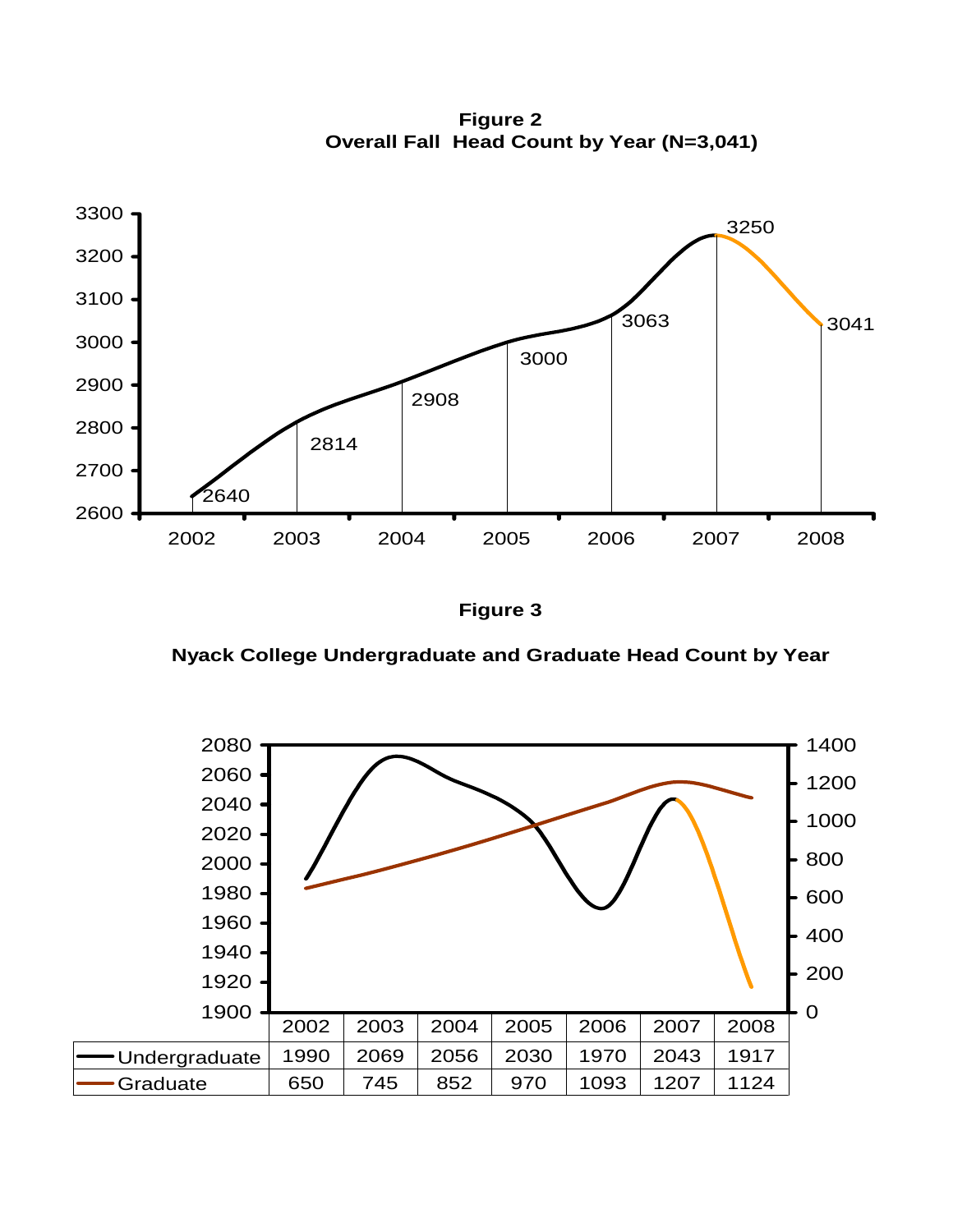**Figure 2**
**Overall Fall Head Count by Year (N=3,041)**

| Year | Head Count |
|---|---|
| 2002 | 2640 |
| 2003 | 2814 |
| 2004 | 2908 |
| 2005 | 3000 |
| 2006 | 3063 |
| 2007 | 3250 |
| 2008 | 3041 |

**Figure 3**

**Nyack College Undergraduate and Graduate Head Count by Year**

| | 2002 | 2003 | 2004 | 2005 | 2006 | 2007 | 2008 |
|---|---|---|---|---|---|---|---|
| Undergraduate | 1990 | 2069 | 2056 | 2030 | 1970 | 2043 | 1917 |
| Graduate | 650 | 745 | 852 | 970 | 1093 | 1207 | 1124 |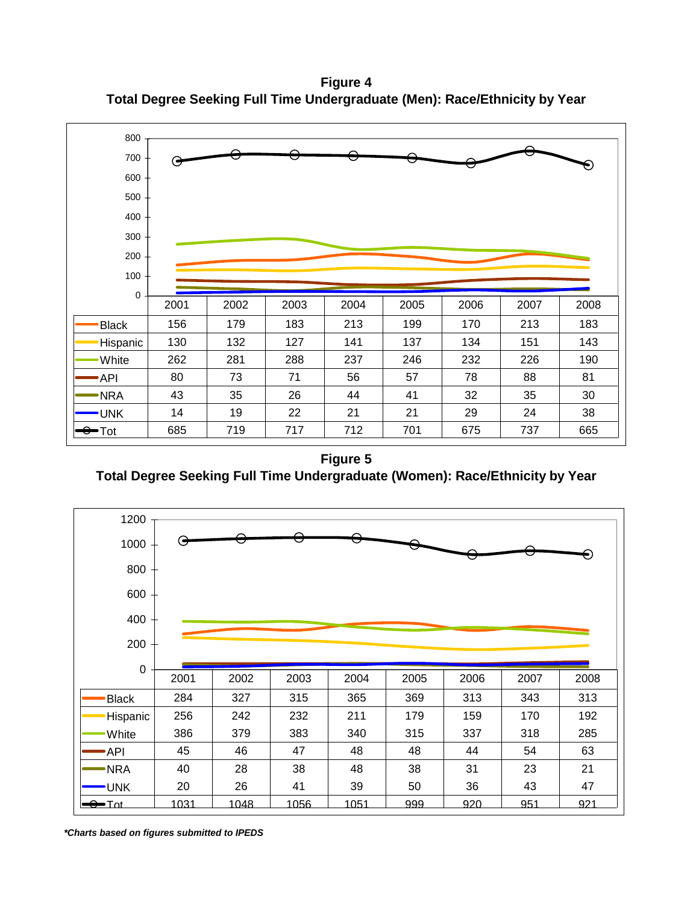**Figure 4**
**Total Degree Seeking Full Time Undergraduate (Men): Race/Ethnicity by Year**

| | 2001 | 2002 | 2003 | 2004 | 2005 | 2006 | 2007 | 2008 |
|---|---|---|---|---|---|---|---|---|
| Black | 156 | 179 | 183 | 213 | 199 | 170 | 213 | 183 |
| Hispanic | 130 | 132 | 127 | 141 | 137 | 134 | 151 | 143 |
| White | 262 | 281 | 288 | 237 | 246 | 232 | 226 | 190 |
| API | 80 | 73 | 71 | 56 | 57 | 78 | 88 | 81 |
| NRA | 43 | 35 | 26 | 44 | 41 | 32 | 35 | 30 |
| UNK | 14 | 19 | 22 | 21 | 21 | 29 | 24 | 38 |
| Tot | 685 | 719 | 717 | 712 | 701 | 675 | 737 | 665 |

**Figure 5**
**Total Degree Seeking Full Time Undergraduate (Women): Race/Ethnicity by Year**

| | 2001 | 2002 | 2003 | 2004 | 2005 | 2006 | 2007 | 2008 |
|---|---|---|---|---|---|---|---|---|
| Black | 284 | 327 | 315 | 365 | 369 | 313 | 343 | 313 |
| Hispanic | 256 | 242 | 232 | 211 | 179 | 159 | 170 | 192 |
| White | 386 | 379 | 383 | 340 | 315 | 337 | 318 | 285 |
| API | 45 | 46 | 47 | 48 | 48 | 44 | 54 | 63 |
| NRA | 40 | 28 | 38 | 48 | 38 | 31 | 23 | 21 |
| UNK | 20 | 26 | 41 | 39 | 50 | 36 | 43 | 47 |
| Tot | 1031 | 1048 | 1056 | 1051 | 999 | 920 | 951 | 921 |

***Charts based on figures submitted to IPEDS***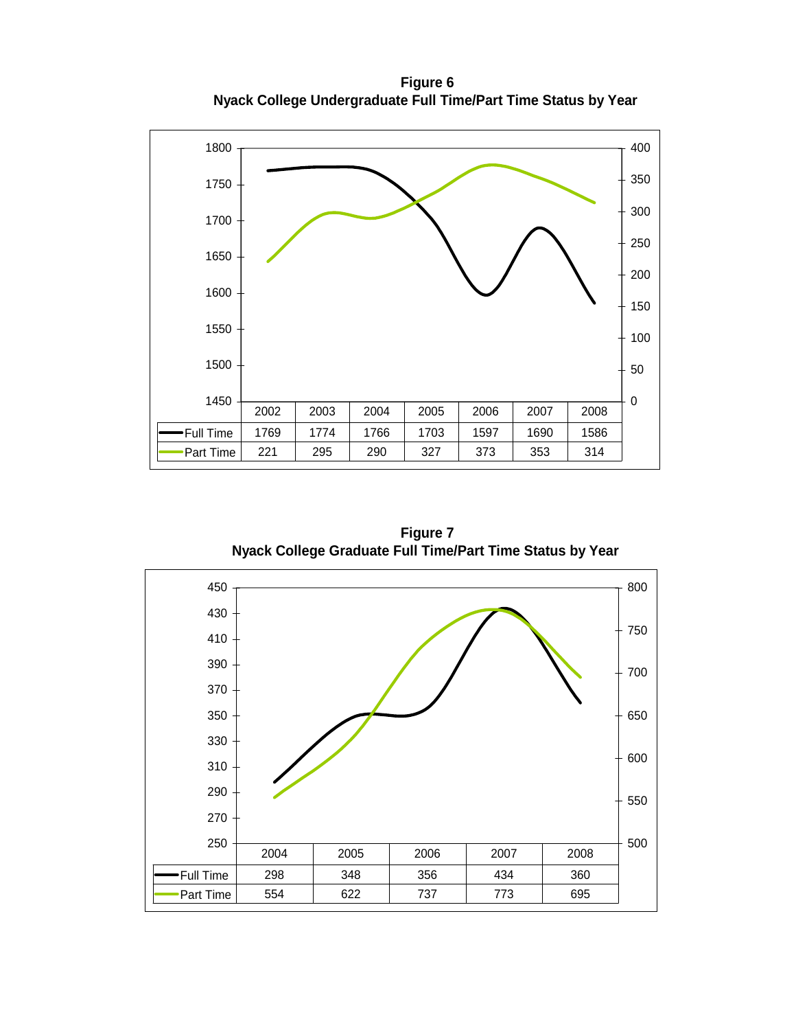**Figure 6**
**Nyack College Undergraduate Full Time/Part Time Status by Year**

| | 2002 | 2003 | 2004 | 2005 | 2006 | 2007 | 2008 |
|---|---|---|---|---|---|---|---|
| Full Time | 1769 | 1774 | 1766 | 1703 | 1597 | 1690 | 1586 |
| Part Time | 221 | 295 | 290 | 327 | 373 | 353 | 314 |

**Figure 7**
**Nyack College Graduate Full Time/Part Time Status by Year**

| | 2004 | 2005 | 2006 | 2007 | 2008 |
|---|---|---|---|---|---|
| Full Time | 298 | 348 | 356 | 434 | 360 |
| Part Time | 554 | 622 | 737 | 773 | 695 |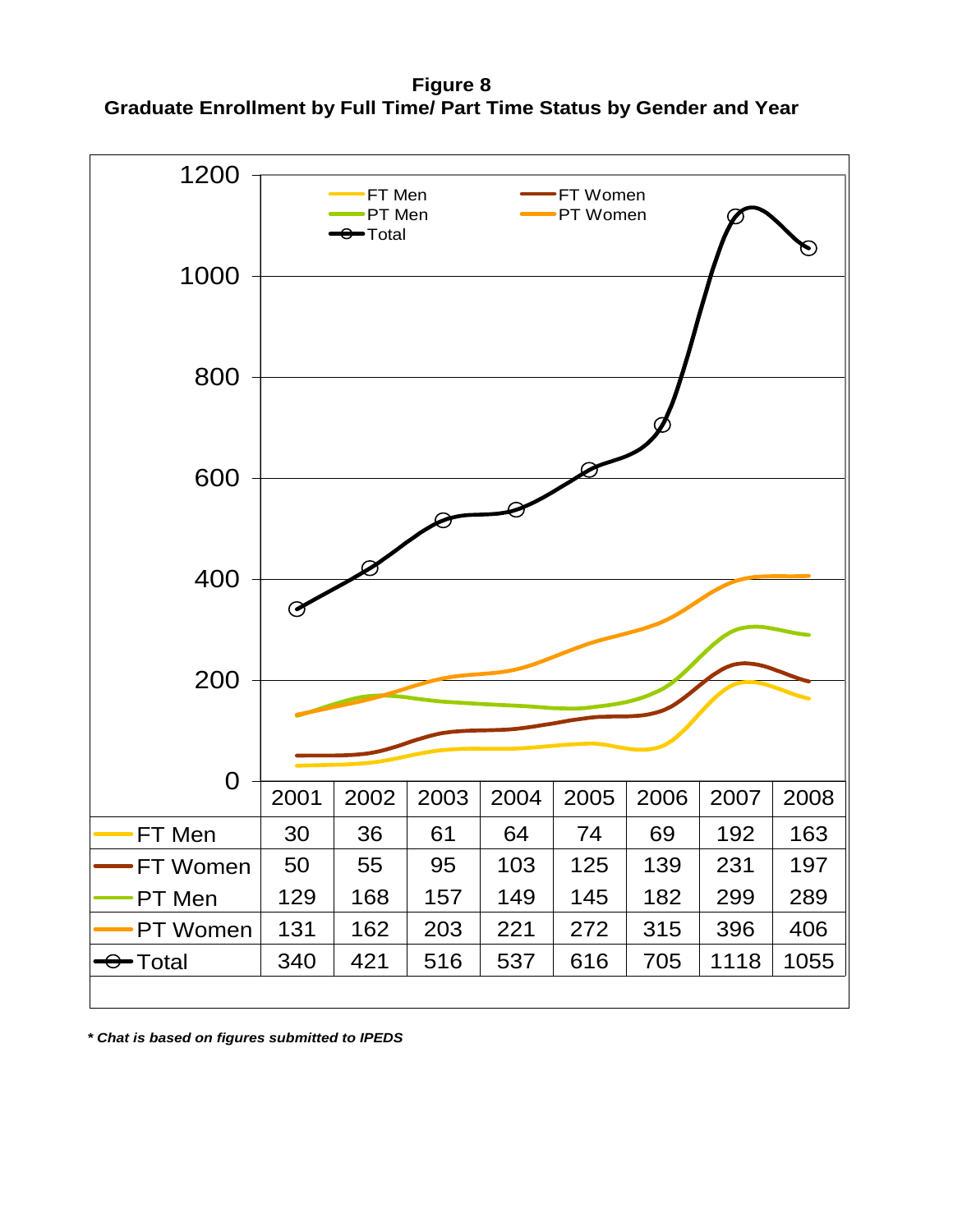**Figure 8**
**Graduate Enrollment by Full Time/ Part Time Status by Gender and Year**

| | 2001 | 2002 | 2003 | 2004 | 2005 | 2006 | 2007 | 2008 |
|---|---|---|---|---|---|---|---|---|
| FT Men | 30 | 36 | 61 | 64 | 74 | 69 | 192 | 163 |
| FT Women | 50 | 55 | 95 | 103 | 125 | 139 | 231 | 197 |
| PT Men | 129 | 168 | 157 | 149 | 145 | 182 | 299 | 289 |
| PT Women | 131 | 162 | 203 | 221 | 272 | 315 | 396 | 406 |
| Total | 340 | 421 | 516 | 537 | 616 | 705 | 1118 | 1055 |

***\* Chat is based on figures submitted to IPEDS***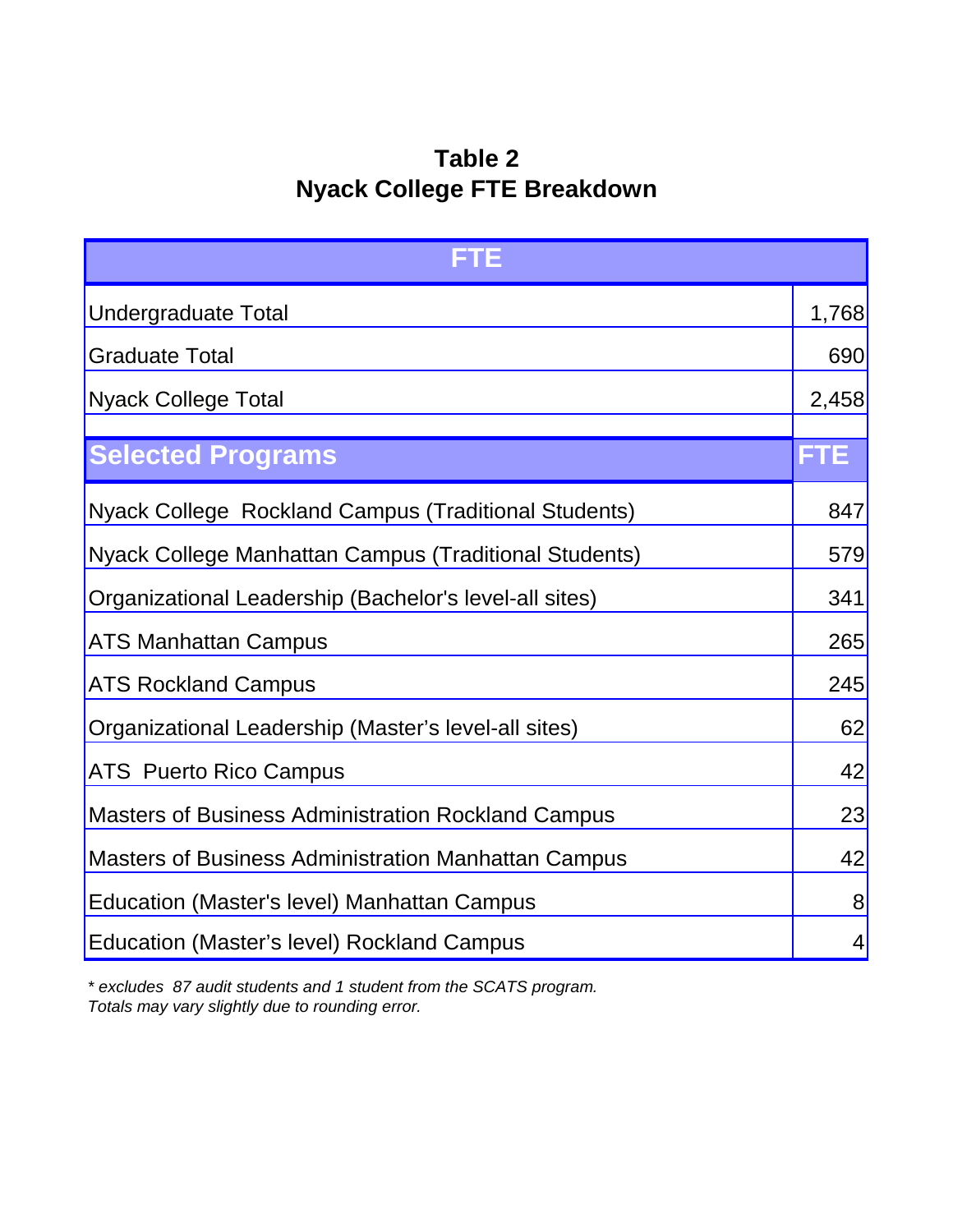# Table 2
# Nyack College FTE Breakdown

| FTE | |
|---|---|
| Undergraduate Total | 1,768 |
| Graduate Total | 690 |
| Nyack College Total | 2,458 |
| | |
| **Selected Programs** | **FTE** |
| Nyack College Rockland Campus (Traditional Students) | 847 |
| Nyack College Manhattan Campus (Traditional Students) | 579 |
| Organizational Leadership (Bachelor's level-all sites) | 341 |
| ATS Manhattan Campus | 265 |
| ATS Rockland Campus | 245 |
| Organizational Leadership (Master's level-all sites) | 62 |
| ATS Puerto Rico Campus | 42 |
| Masters of Business Administration Rockland Campus | 23 |
| Masters of Business Administration Manhattan Campus | 42 |
| Education (Master's level) Manhattan Campus | 8 |
| Education (Master's level) Rockland Campus | 4 |

*\* excludes 87 audit students and 1 student from the SCATS program.*
*Totals may vary slightly due to rounding error.*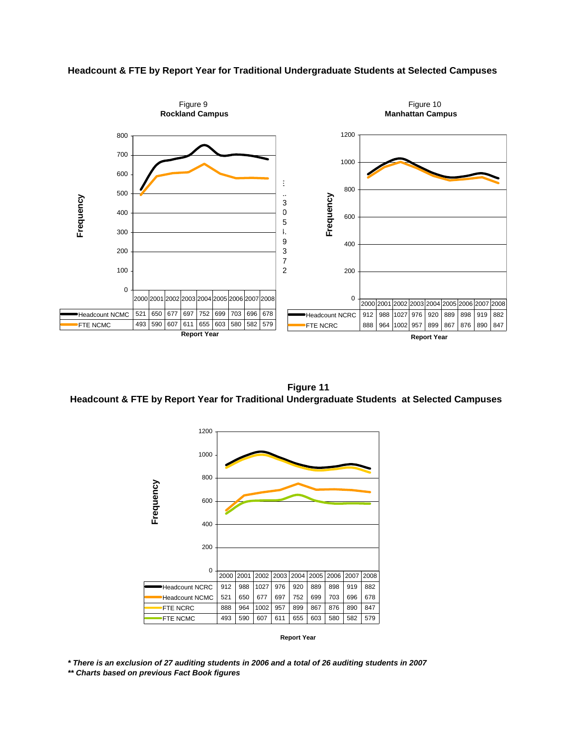## Headcount & FTE by Report Year for Traditional Undergraduate Students at Selected Campuses

Figure 9
**Rockland Campus**

| | 2000 | 2001 | 2002 | 2003 | 2004 | 2005 | 2006 | 2007 | 2008 |
|---|---|---|---|---|---|---|---|---|---|
| Headcount NCMC | 521 | 650 | 677 | 697 | 752 | 699 | 703 | 696 | 678 |
| FTE NCMC | 493 | 590 | 607 | 611 | 655 | 603 | 580 | 582 | 579 |

Report Year

Figure 10
**Manhattan Campus**

| | 2000 | 2001 | 2002 | 2003 | 2004 | 2005 | 2006 | 2007 | 2008 |
|---|---|---|---|---|---|---|---|---|---|
| Headcount NCRC | 912 | 988 | 1027 | 976 | 920 | 889 | 898 | 919 | 882 |
| FTE NCRC | 888 | 964 | 1002 | 957 | 899 | 867 | 876 | 890 | 847 |

Report Year

**Figure 11**
**Headcount & FTE by Report Year for Traditional Undergraduate Students at Selected Campuses**

| | 2000 | 2001 | 2002 | 2003 | 2004 | 2005 | 2006 | 2007 | 2008 |
|---|---|---|---|---|---|---|---|---|---|
| Headcount NCRC | 912 | 988 | 1027 | 976 | 920 | 889 | 898 | 919 | 882 |
| Headcount NCMC | 521 | 650 | 677 | 697 | 752 | 699 | 703 | 696 | 678 |
| FTE NCRC | 888 | 964 | 1002 | 957 | 899 | 867 | 876 | 890 | 847 |
| FTE NCMC | 493 | 590 | 607 | 611 | 655 | 603 | 580 | 582 | 579 |

Report Year

***** *There is an exclusion of 27 auditing students in 2006 and a total of 26 auditing students in 2007*

****** *Charts based on previous Fact Book figures*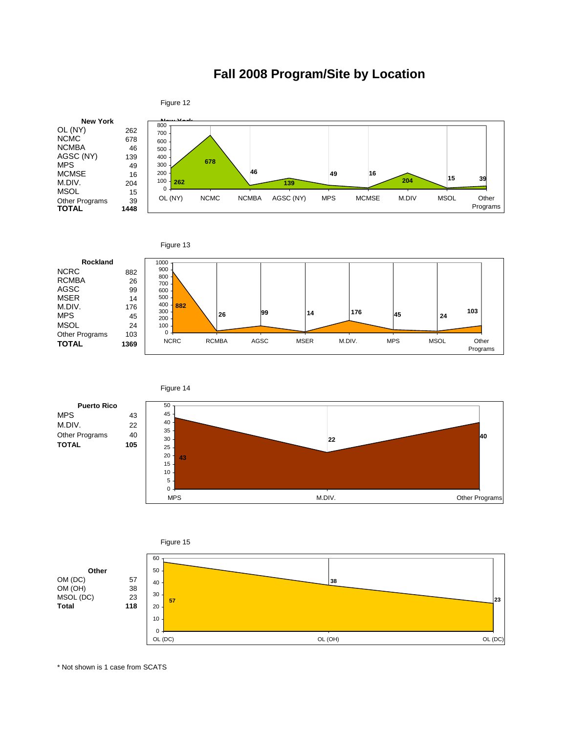# Fall 2008 Program/Site by Location

Figure 12

| New York | |
|---|---|
| OL (NY) | 262 |
| NCMC | 678 |
| NCMBA | 46 |
| AGSC (NY) | 139 |
| MPS | 49 |
| MCMSE | 16 |
| M.DIV. | 204 |
| MSOL | 15 |
| Other Programs | 39 |
| **TOTAL** | **1448** |

Figure 13

| Rockland | |
|---|---|
| NCRC | 882 |
| RCMBA | 26 |
| AGSC | 99 |
| MSER | 14 |
| M.DIV. | 176 |
| MPS | 45 |
| MSOL | 24 |
| Other Programs | 103 |
| **TOTAL** | **1369** |

Figure 14

| Puerto Rico | |
|---|---|
| MPS | 43 |
| M.DIV. | 22 |
| Other Programs | 40 |
| **TOTAL** | **105** |

Figure 15

| Other | |
|---|---|
| OM (DC) | 57 |
| OM (OH) | 38 |
| MSOL (DC) | 23 |
| **Total** | **118** |

\* Not shown is 1 case from SCATS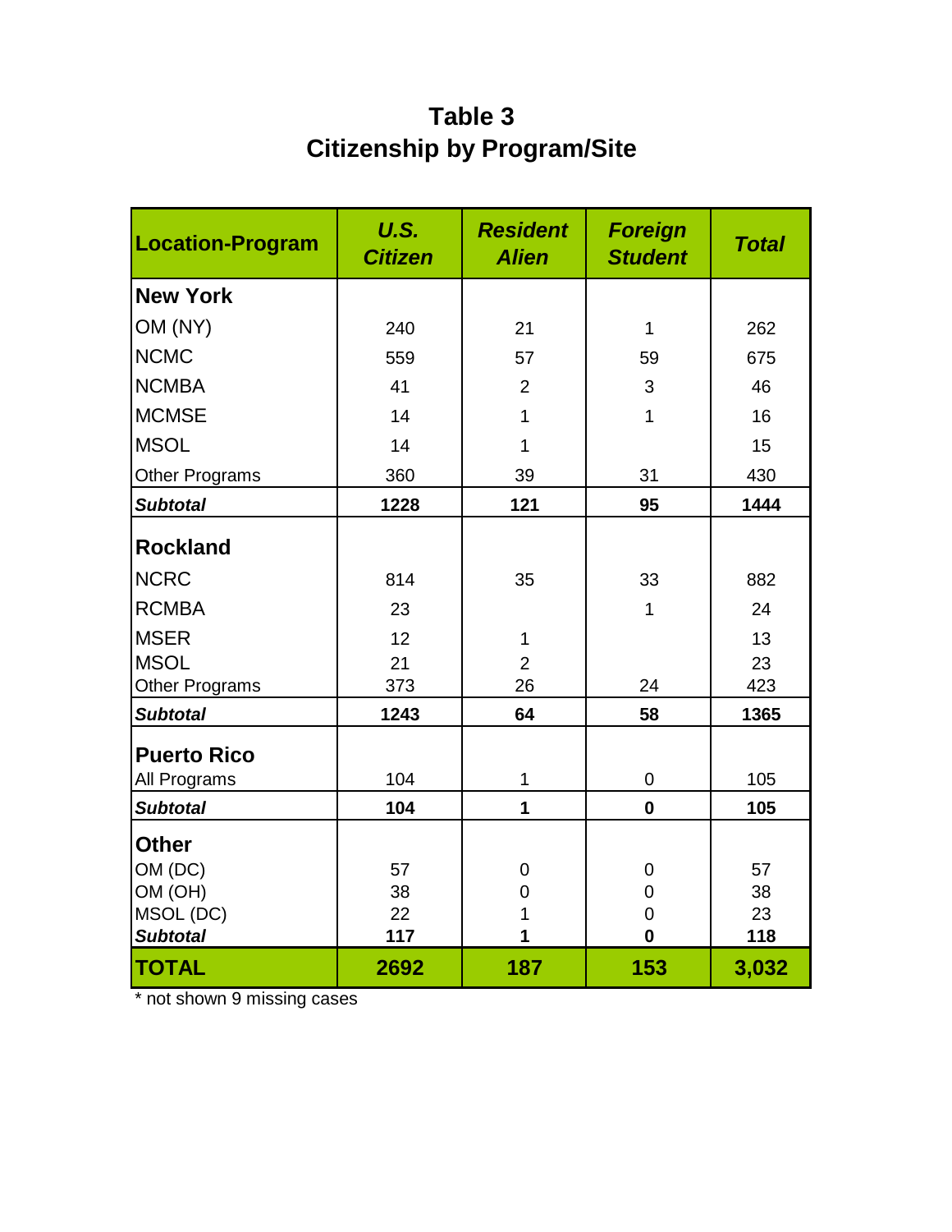# Table 3
# Citizenship by Program/Site

| Location-Program | *U.S. Citizen* | *Resident Alien* | *Foreign Student* | *Total* |
|---|---|---|---|---|
| **New York** | | | | |
| OM (NY) | 240 | 21 | 1 | 262 |
| NCMC | 559 | 57 | 59 | 675 |
| NCMBA | 41 | 2 | 3 | 46 |
| MCMSE | 14 | 1 | 1 | 16 |
| MSOL | 14 | 1 | | 15 |
| Other Programs | 360 | 39 | 31 | 430 |
| ***Subtotal*** | **1228** | **121** | **95** | **1444** |
| **Rockland** | | | | |
| NCRC | 814 | 35 | 33 | 882 |
| RCMBA | 23 | | 1 | 24 |
| MSER | 12 | 1 | | 13 |
| MSOL | 21 | 2 | | 23 |
| Other Programs | 373 | 26 | 24 | 423 |
| ***Subtotal*** | **1243** | **64** | **58** | **1365** |
| **Puerto Rico** | | | | |
| All Programs | 104 | 1 | 0 | 105 |
| ***Subtotal*** | **104** | **1** | **0** | **105** |
| **Other** | | | | |
| OM (DC) | 57 | 0 | 0 | 57 |
| OM (OH) | 38 | 0 | 0 | 38 |
| MSOL (DC) | 22 | 1 | 0 | 23 |
| ***Subtotal*** | **117** | **1** | **0** | **118** |
| **TOTAL** | **2692** | **187** | **153** | **3,032** |

* not shown 9 missing cases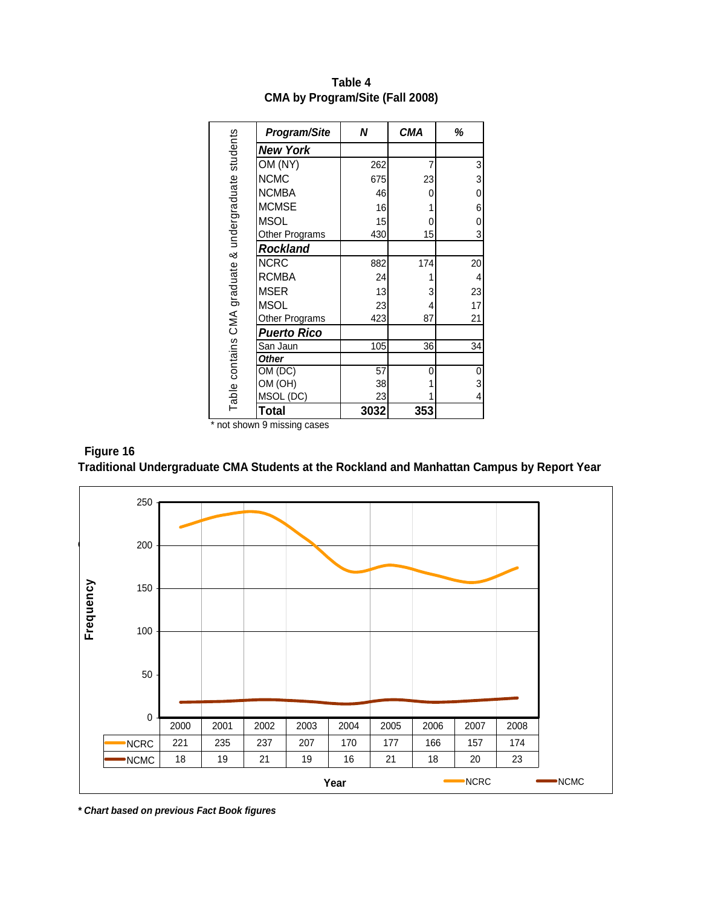**Table 4**
**CMA by Program/Site (Fall 2008)**

Table contains CMA graduate & undergraduate students

| Program/Site | N | CMA | % |
|---|---|---|---|
| ***New York*** | | | |
| OM (NY) | 262 | 7 | 3 |
| NCMC | 675 | 23 | 3 |
| NCMBA | 46 | 0 | 0 |
| MCMSE | 16 | 1 | 6 |
| MSOL | 15 | 0 | 0 |
| Other Programs | 430 | 15 | 3 |
| ***Rockland*** | | | |
| NCRC | 882 | 174 | 20 |
| RCMBA | 24 | 1 | 4 |
| MSER | 13 | 3 | 23 |
| MSOL | 23 | 4 | 17 |
| Other Programs | 423 | 87 | 21 |
| ***Puerto Rico*** | | | |
| San Jaun | 105 | 36 | 34 |
| ***Other*** | | | |
| OM (DC) | 57 | 0 | 0 |
| OM (OH) | 38 | 1 | 3 |
| MSOL (DC) | 23 | 1 | 4 |
| **Total** | **3032** | **353** | |

* not shown 9 missing cases

**Figure 16**
**Traditional Undergraduate CMA Students at the Rockland and Manhattan Campus by Report Year**

| | 2000 | 2001 | 2002 | 2003 | 2004 | 2005 | 2006 | 2007 | 2008 |
|---|---|---|---|---|---|---|---|---|---|
| NCRC | 221 | 235 | 237 | 207 | 170 | 177 | 166 | 157 | 174 |
| NCMC | 18 | 19 | 21 | 19 | 16 | 21 | 18 | 20 | 23 |

***\* Chart based on previous Fact Book figures***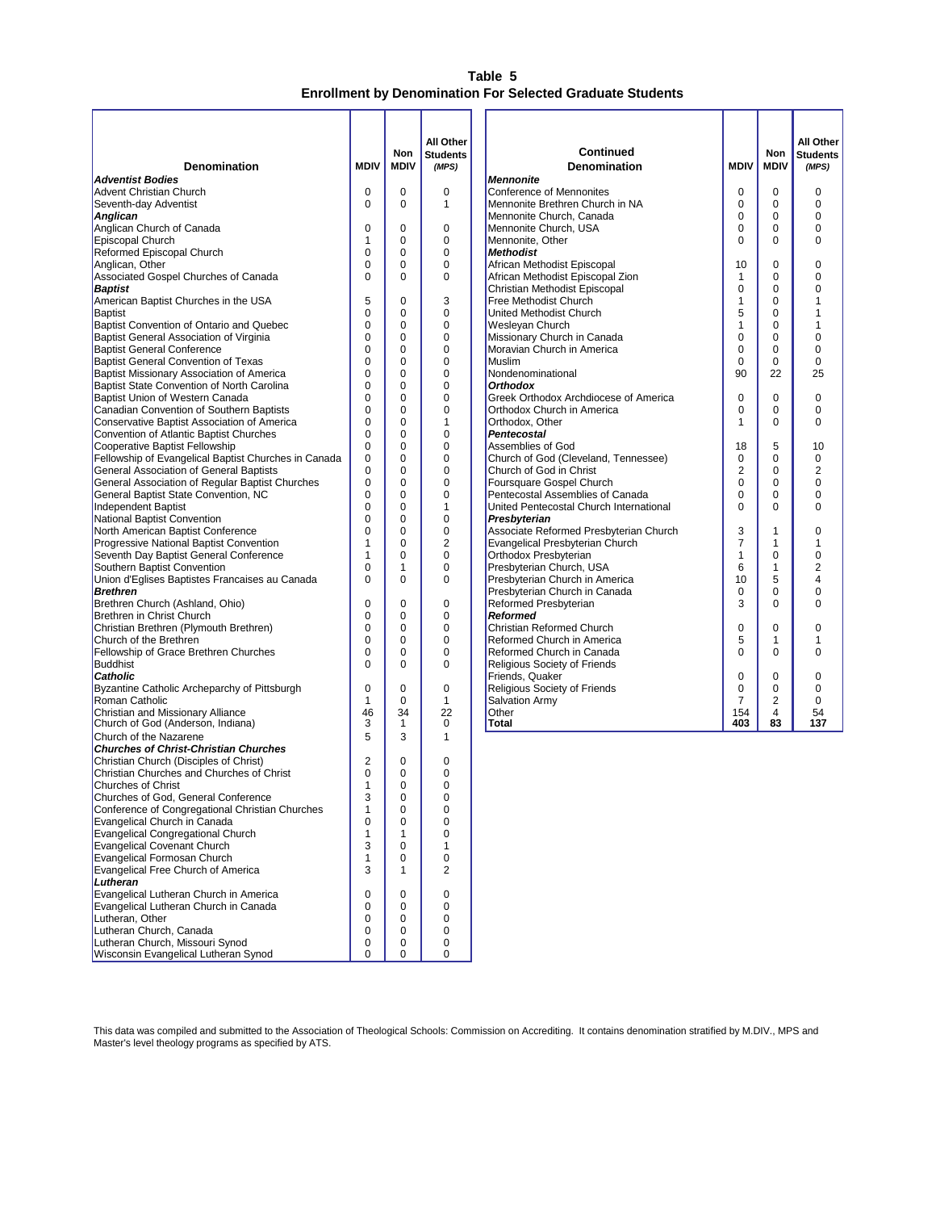# Table 5
## Enrollment by Denomination For Selected Graduate Students

| Denomination | MDIV | Non MDIV | All Other Students *(MPS)* |
|---|---|---|---|
| ***Adventist Bodies*** | | | |
| Advent Christian Church | 0 | 0 | 0 |
| Seventh-day Adventist | 0 | 0 | 1 |
| ***Anglican*** | | | |
| Anglican Church of Canada | 0 | 0 | 0 |
| Episcopal Church | 1 | 0 | 0 |
| Reformed Episcopal Church | 0 | 0 | 0 |
| Anglican, Other | 0 | 0 | 0 |
| Associated Gospel Churches of Canada | 0 | 0 | 0 |
| ***Baptist*** | | | |
| American Baptist Churches in the USA | 5 | 0 | 3 |
| Baptist | 0 | 0 | 0 |
| Baptist Convention of Ontario and Quebec | 0 | 0 | 0 |
| Baptist General Association of Virginia | 0 | 0 | 0 |
| Baptist General Conference | 0 | 0 | 0 |
| Baptist General Convention of Texas | 0 | 0 | 0 |
| Baptist Missionary Association of America | 0 | 0 | 0 |
| Baptist State Convention of North Carolina | 0 | 0 | 0 |
| Baptist Union of Western Canada | 0 | 0 | 0 |
| Canadian Convention of Southern Baptists | 0 | 0 | 0 |
| Conservative Baptist Association of America | 0 | 0 | 1 |
| Convention of Atlantic Baptist Churches | 0 | 0 | 0 |
| Cooperative Baptist Fellowship | 0 | 0 | 0 |
| Fellowship of Evangelical Baptist Churches in Canada | 0 | 0 | 0 |
| General Association of General Baptists | 0 | 0 | 0 |
| General Association of Regular Baptist Churches | 0 | 0 | 0 |
| General Baptist State Convention, NC | 0 | 0 | 0 |
| Independent Baptist | 0 | 0 | 1 |
| National Baptist Convention | 0 | 0 | 0 |
| North American Baptist Conference | 0 | 0 | 0 |
| Progressive National Baptist Convention | 1 | 0 | 2 |
| Seventh Day Baptist General Conference | 1 | 0 | 0 |
| Southern Baptist Convention | 0 | 1 | 0 |
| Union d'Eglises Baptistes Francaises au Canada | 0 | 0 | 0 |
| ***Brethren*** | | | |
| Brethren Church (Ashland, Ohio) | 0 | 0 | 0 |
| Brethren in Christ Church | 0 | 0 | 0 |
| Christian Brethren (Plymouth Brethren) | 0 | 0 | 0 |
| Church of the Brethren | 0 | 0 | 0 |
| Fellowship of Grace Brethren Churches | 0 | 0 | 0 |
| Buddhist | 0 | 0 | 0 |
| ***Catholic*** | | | |
| Byzantine Catholic Archeparchy of Pittsburgh | 0 | 0 | 0 |
| Roman Catholic | 1 | 0 | 1 |
| Christian and Missionary Alliance | 46 | 34 | 22 |
| Church of God (Anderson, Indiana) | 3 | 1 | 0 |
| Church of the Nazarene | 5 | 3 | 1 |
| ***Churches of Christ-Christian Churches*** | | | |
| Christian Church (Disciples of Christ) | 2 | 0 | 0 |
| Christian Churches and Churches of Christ | 0 | 0 | 0 |
| Churches of Christ | 1 | 0 | 0 |
| Churches of God, General Conference | 3 | 0 | 0 |
| Conference of Congregational Christian Churches | 1 | 0 | 0 |
| Evangelical Church in Canada | 0 | 0 | 0 |
| Evangelical Congregational Church | 1 | 1 | 0 |
| Evangelical Covenant Church | 3 | 0 | 1 |
| Evangelical Formosan Church | 1 | 0 | 0 |
| Evangelical Free Church of America | 3 | 1 | 2 |
| ***Lutheran*** | | | |
| Evangelical Lutheran Church in America | 0 | 0 | 0 |
| Evangelical Lutheran Church in Canada | 0 | 0 | 0 |
| Lutheran, Other | 0 | 0 | 0 |
| Lutheran Church, Canada | 0 | 0 | 0 |
| Lutheran Church, Missouri Synod | 0 | 0 | 0 |
| Wisconsin Evangelical Lutheran Synod | 0 | 0 | 0 |
| ***Mennonite*** | | | |
| Conference of Mennonites | 0 | 0 | 0 |
| Mennonite Brethren Church in NA | 0 | 0 | 0 |
| Mennonite Church, Canada | 0 | 0 | 0 |
| Mennonite Church, USA | 0 | 0 | 0 |
| Mennonite, Other | 0 | 0 | 0 |
| ***Methodist*** | | | |
| African Methodist Episcopal | 10 | 0 | 0 |
| African Methodist Episcopal Zion | 1 | 0 | 0 |
| Christian Methodist Episcopal | 0 | 0 | 0 |
| Free Methodist Church | 1 | 0 | 1 |
| United Methodist Church | 5 | 0 | 1 |
| Wesleyan Church | 1 | 0 | 1 |
| Missionary Church in Canada | 0 | 0 | 0 |
| Moravian Church in America | 0 | 0 | 0 |
| Muslim | 0 | 0 | 0 |
| Nondenominational | 90 | 22 | 25 |
| ***Orthodox*** | | | |
| Greek Orthodox Archdiocese of America | 0 | 0 | 0 |
| Orthodox Church in America | 0 | 0 | 0 |
| Orthodox, Other | 1 | 0 | 0 |
| ***Pentecostal*** | | | |
| Assemblies of God | 18 | 5 | 10 |
| Church of God (Cleveland, Tennessee) | 0 | 0 | 0 |
| Church of God in Christ | 2 | 0 | 2 |
| Foursquare Gospel Church | 0 | 0 | 0 |
| Pentecostal Assemblies of Canada | 0 | 0 | 0 |
| United Pentecostal Church International | 0 | 0 | 0 |
| ***Presbyterian*** | | | |
| Associate Reformed Presbyterian Church | 3 | 1 | 0 |
| Evangelical Presbyterian Church | 7 | 1 | 1 |
| Orthodox Presbyterian | 1 | 0 | 0 |
| Presbyterian Church, USA | 6 | 1 | 2 |
| Presbyterian Church in America | 10 | 5 | 4 |
| Presbyterian Church in Canada | 0 | 0 | 0 |
| Reformed Presbyterian | 3 | 0 | 0 |
| ***Reformed*** | | | |
| Christian Reformed Church | 0 | 0 | 0 |
| Reformed Church in America | 5 | 1 | 1 |
| Reformed Church in Canada | 0 | 0 | 0 |
| Religious Society of Friends | | | |
| Friends, Quaker | 0 | 0 | 0 |
| Religious Society of Friends | 0 | 0 | 0 |
| Salvation Army | 7 | 2 | 0 |
| Other | 154 | 4 | 54 |
| **Total** | **403** | **83** | **137** |

This data was compiled and submitted to the Association of Theological Schools: Commission on Accrediting. It contains denomination stratified by M.DIV., MPS and Master's level theology programs as specified by ATS.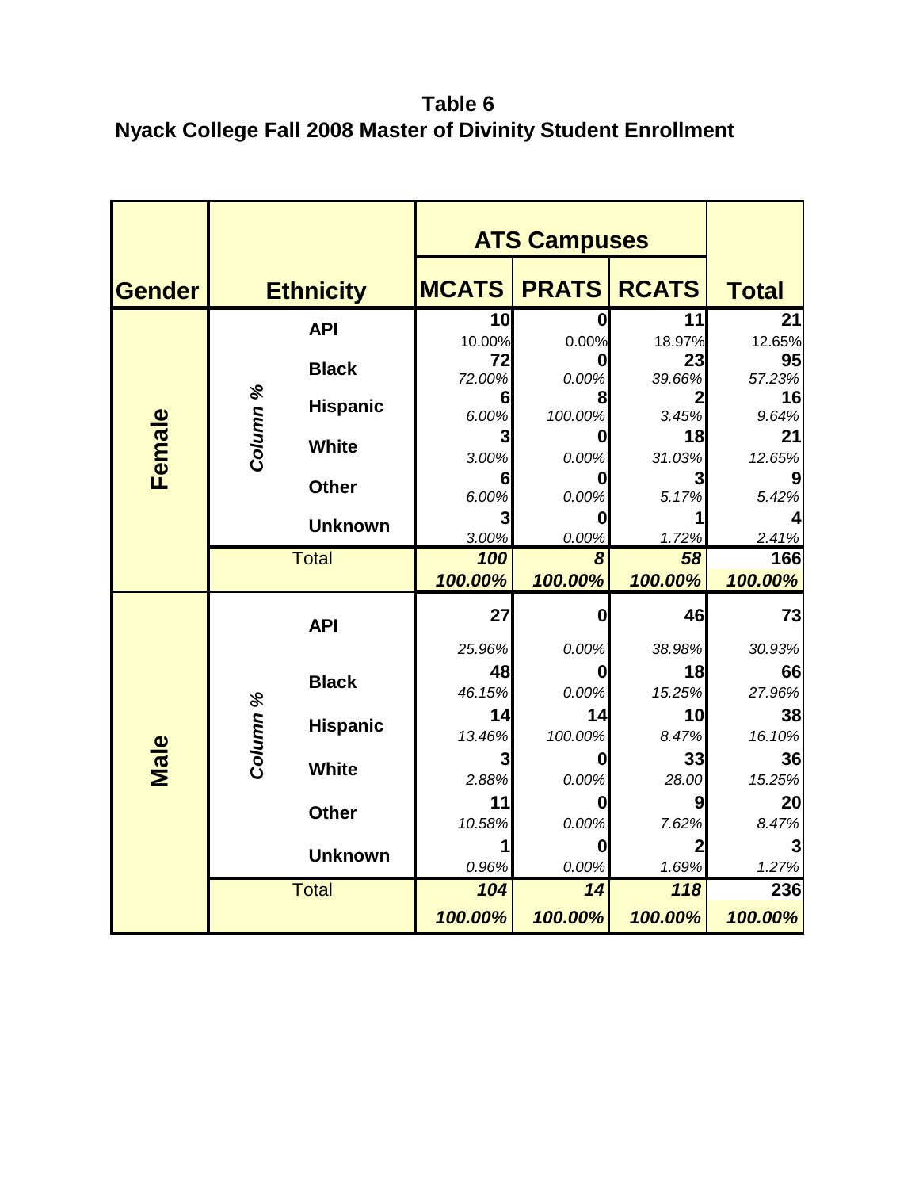**Table 6**
**Nyack College Fall 2008 Master of Divinity Student Enrollment**

| Gender | | Ethnicity | ATS Campuses | | | Total |
|---|---|---|---|---|---|---|
| | | | MCATS | PRATS | RCATS | |
| Female | Column % | API | 10 | 0 | 11 | 21 |
| | | | 10.00% | 0.00% | 18.97% | 12.65% |
| | | Black | 72 | 0 | 23 | 95 |
| | | | 72.00% | 0.00% | 39.66% | 57.23% |
| | | Hispanic | 6 | 8 | 2 | 16 |
| | | | 6.00% | 100.00% | 3.45% | 9.64% |
| | | White | 3 | 0 | 18 | 21 |
| | | | 3.00% | 0.00% | 31.03% | 12.65% |
| | | Other | 6 | 0 | 3 | 9 |
| | | | 6.00% | 0.00% | 5.17% | 5.42% |
| | | Unknown | 3 | 0 | 1 | 4 |
| | | | 3.00% | 0.00% | 1.72% | 2.41% |
| | Total | | 100 | 8 | 58 | 166 |
| | | | 100.00% | 100.00% | 100.00% | 100.00% |
| Male | Column % | API | 27 | 0 | 46 | 73 |
| | | | 25.96% | 0.00% | 38.98% | 30.93% |
| | | Black | 48 | 0 | 18 | 66 |
| | | | 46.15% | 0.00% | 15.25% | 27.96% |
| | | Hispanic | 14 | 14 | 10 | 38 |
| | | | 13.46% | 100.00% | 8.47% | 16.10% |
| | | White | 3 | 0 | 33 | 36 |
| | | | 2.88% | 0.00% | 28.00 | 15.25% |
| | | Other | 11 | 0 | 9 | 20 |
| | | | 10.58% | 0.00% | 7.62% | 8.47% |
| | | Unknown | 1 | 0 | 2 | 3 |
| | | | 0.96% | 0.00% | 1.69% | 1.27% |
| | Total | | 104 | 14 | 118 | 236 |
| | | | 100.00% | 100.00% | 100.00% | 100.00% |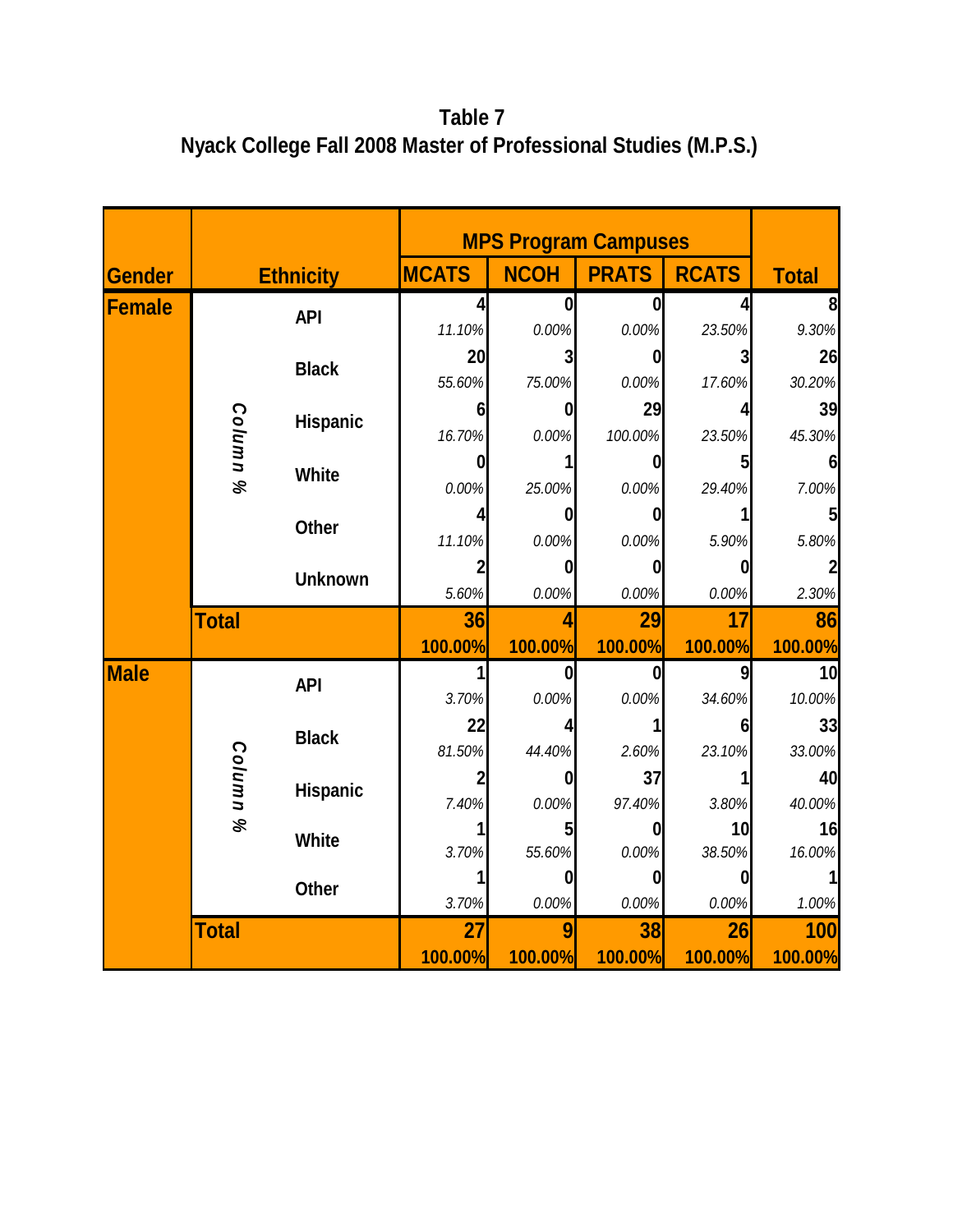**Table 7**
**Nyack College Fall 2008 Master of Professional Studies (M.P.S.)**

| Gender | | Ethnicity | MPS Program Campuses | | | | Total |
|---|---|---|---|---|---|---|---|
| | | | MCATS | NCOH | PRATS | RCATS | |
| Female | Column % | API | 4 | 0 | 0 | 4 | 8 |
| | | | *11.10%* | *0.00%* | *0.00%* | *23.50%* | *9.30%* |
| | | Black | 20 | 3 | 0 | 3 | 26 |
| | | | *55.60%* | *75.00%* | *0.00%* | *17.60%* | *30.20%* |
| | | Hispanic | 6 | 0 | 29 | 4 | 39 |
| | | | *16.70%* | *0.00%* | *100.00%* | *23.50%* | *45.30%* |
| | | White | 0 | 1 | 0 | 5 | 6 |
| | | | *0.00%* | *25.00%* | *0.00%* | *29.40%* | *7.00%* |
| | | Other | 4 | 0 | 0 | 1 | 5 |
| | | | *11.10%* | *0.00%* | *0.00%* | *5.90%* | *5.80%* |
| | | Unknown | 2 | 0 | 0 | 0 | 2 |
| | | | *5.60%* | *0.00%* | *0.00%* | *0.00%* | *2.30%* |
| | Total | | 36 | 4 | 29 | 17 | 86 |
| | | | 100.00% | 100.00% | 100.00% | 100.00% | 100.00% |
| Male | Column % | API | 1 | 0 | 0 | 9 | 10 |
| | | | *3.70%* | *0.00%* | *0.00%* | *34.60%* | *10.00%* |
| | | Black | 22 | 4 | 1 | 6 | 33 |
| | | | *81.50%* | *44.40%* | *2.60%* | *23.10%* | *33.00%* |
| | | Hispanic | 2 | 0 | 37 | 1 | 40 |
| | | | *7.40%* | *0.00%* | *97.40%* | *3.80%* | *40.00%* |
| | | White | 1 | 5 | 0 | 10 | 16 |
| | | | *3.70%* | *55.60%* | *0.00%* | *38.50%* | *16.00%* |
| | | Other | 1 | 0 | 0 | 0 | 1 |
| | | | *3.70%* | *0.00%* | *0.00%* | *0.00%* | *1.00%* |
| | Total | | 27 | 9 | 38 | 26 | 100 |
| | | | 100.00% | 100.00% | 100.00% | 100.00% | 100.00% |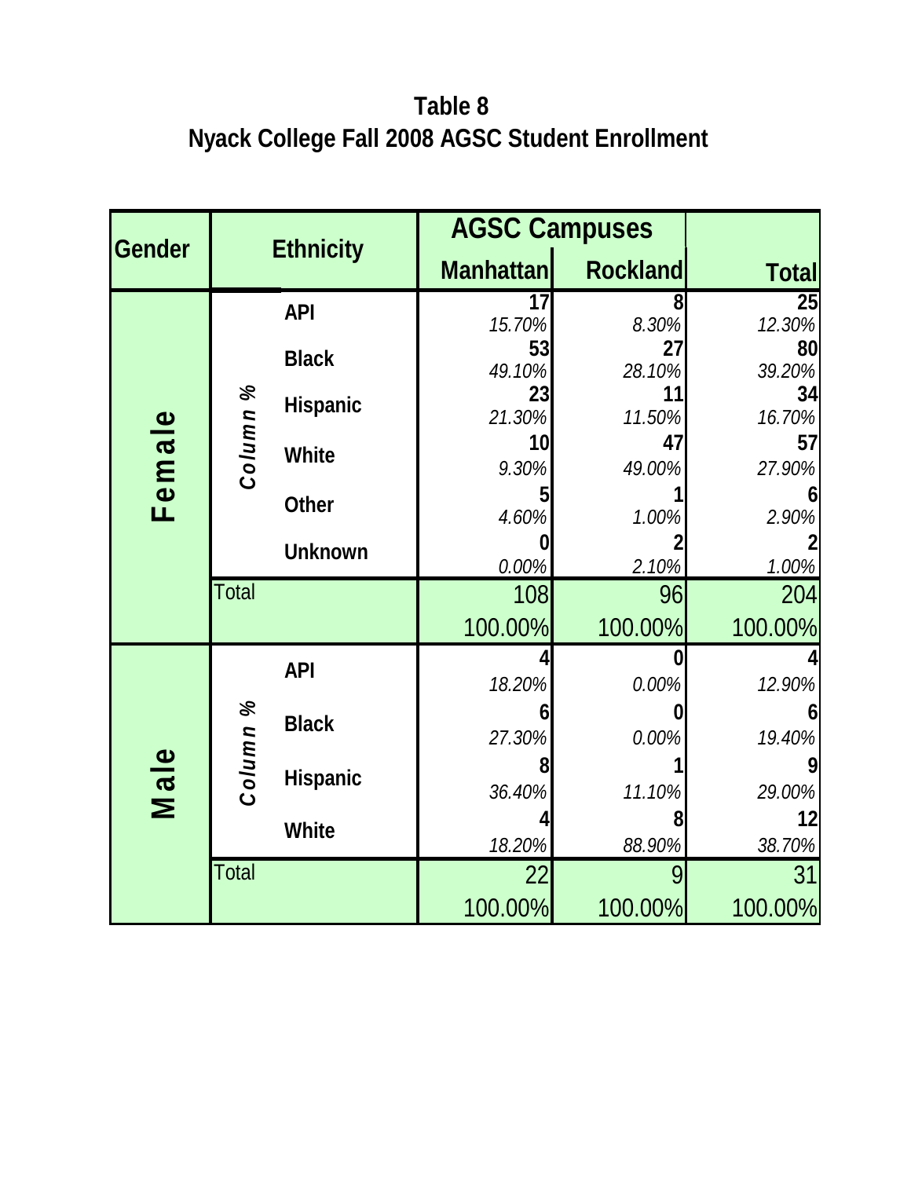**Table 8**
**Nyack College Fall 2008 AGSC Student Enrollment**

| Gender | Ethnicity | | AGSC Campuses | | Total |
|---|---|---|---|---|---|
| | | | Manhattan | Rockland | |
| Female | Column % | API | 17<br>*15.70%* | 8<br>*8.30%* | 25<br>*12.30%* |
| | | Black | 53<br>*49.10%* | 27<br>*28.10%* | 80<br>*39.20%* |
| | | Hispanic | 23<br>*21.30%* | 11<br>*11.50%* | 34<br>*16.70%* |
| | | White | 10<br>*9.30%* | 47<br>*49.00%* | 57<br>*27.90%* |
| | | Other | 5<br>*4.60%* | 1<br>*1.00%* | 6<br>*2.90%* |
| | | Unknown | 0<br>*0.00%* | 2<br>*2.10%* | 2<br>*1.00%* |
| | Total | | 108<br>100.00% | 96<br>100.00% | 204<br>100.00% |
| Male | Column % | API | 4<br>*18.20%* | 0<br>*0.00%* | 4<br>*12.90%* |
| | | Black | 6<br>*27.30%* | 0<br>*0.00%* | 6<br>*19.40%* |
| | | Hispanic | 8<br>*36.40%* | 1<br>*11.10%* | 9<br>*29.00%* |
| | | White | 4<br>*18.20%* | 8<br>*88.90%* | 12<br>*38.70%* |
| | Total | | 22<br>100.00% | 9<br>100.00% | 31<br>100.00% |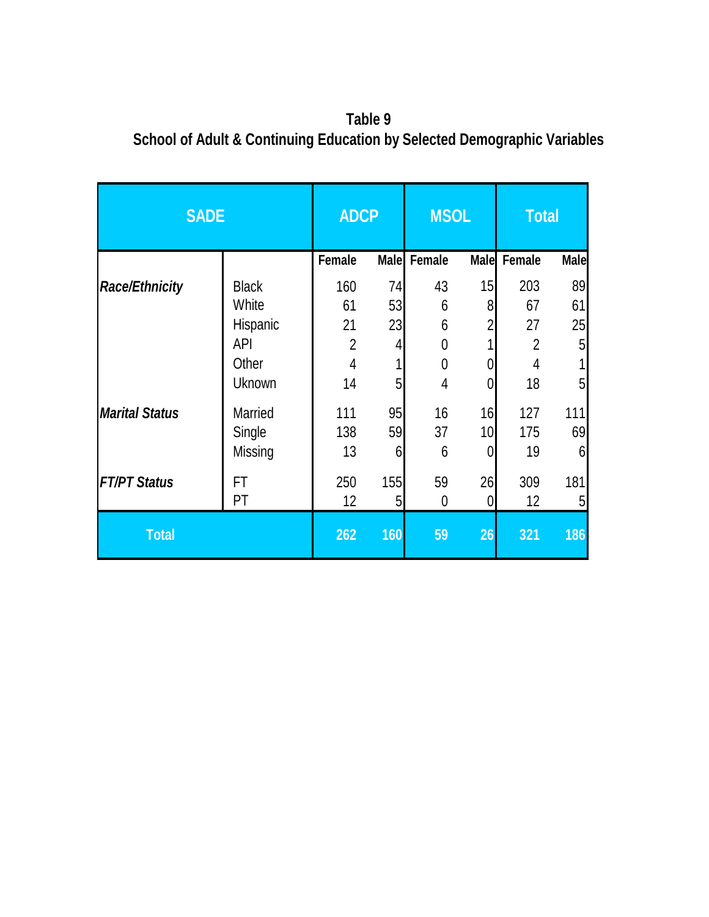## Table 9
## School of Adult & Continuing Education by Selected Demographic Variables

| SADE | | ADCP | | MSOL | | Total | |
|---|---|---|---|---|---|---|---|
| | | Female | Male | Female | Male | Female | Male |
| ***Race/Ethnicity*** | Black | 160 | 74 | 43 | 15 | 203 | 89 |
| | White | 61 | 53 | 6 | 8 | 67 | 61 |
| | Hispanic | 21 | 23 | 6 | 2 | 27 | 25 |
| | API | 2 | 4 | 0 | 1 | 2 | 5 |
| | Other | 4 | 1 | 0 | 0 | 4 | 1 |
| | Uknown | 14 | 5 | 4 | 0 | 18 | 5 |
| ***Marital Status*** | Married | 111 | 95 | 16 | 16 | 127 | 111 |
| | Single | 138 | 59 | 37 | 10 | 175 | 69 |
| | Missing | 13 | 6 | 6 | 0 | 19 | 6 |
| ***FT/PT Status*** | FT | 250 | 155 | 59 | 26 | 309 | 181 |
| | PT | 12 | 5 | 0 | 0 | 12 | 5 |
| **Total** | | **262** | **160** | **59** | **26** | **321** | **186** |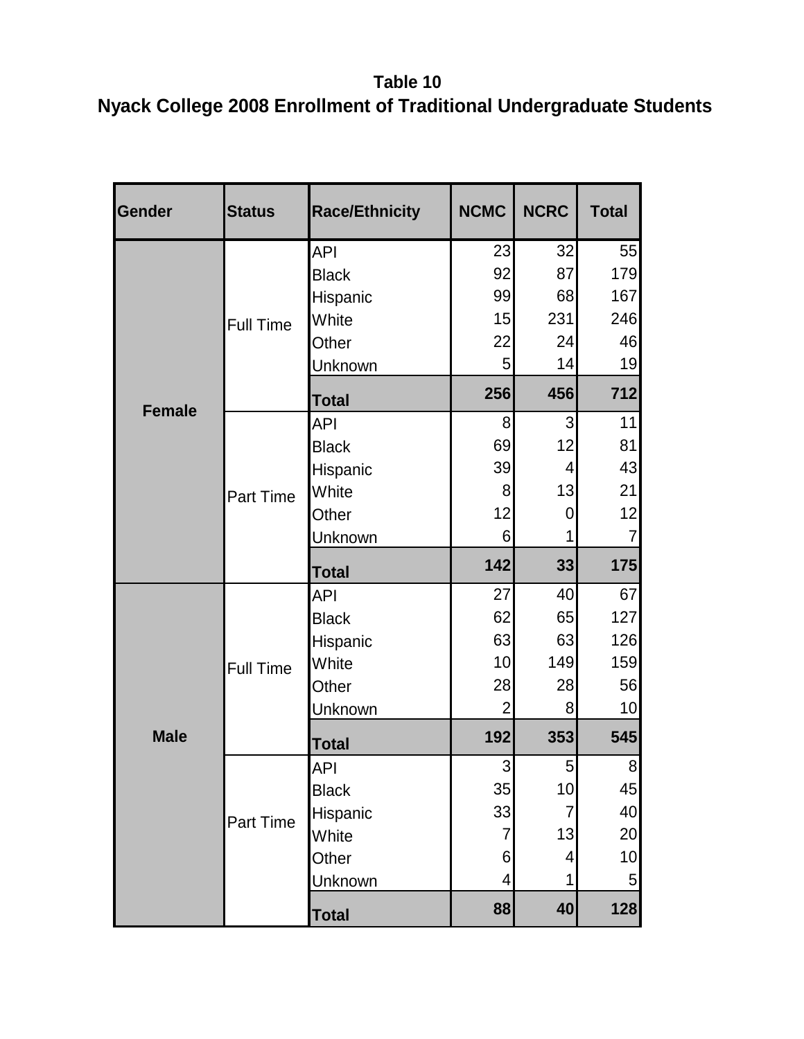**Table 10**

**Nyack College 2008 Enrollment of Traditional Undergraduate Students**

| Gender | Status | Race/Ethnicity | NCMC | NCRC | Total |
|---|---|---|---|---|---|
| **Female** | Full Time | API | 23 | 32 | 55 |
| | | Black | 92 | 87 | 179 |
| | | Hispanic | 99 | 68 | 167 |
| | | White | 15 | 231 | 246 |
| | | Other | 22 | 24 | 46 |
| | | Unknown | 5 | 14 | 19 |
| | | **Total** | **256** | **456** | **712** |
| | Part Time | API | 8 | 3 | 11 |
| | | Black | 69 | 12 | 81 |
| | | Hispanic | 39 | 4 | 43 |
| | | White | 8 | 13 | 21 |
| | | Other | 12 | 0 | 12 |
| | | Unknown | 6 | 1 | 7 |
| | | **Total** | **142** | **33** | **175** |
| **Male** | Full Time | API | 27 | 40 | 67 |
| | | Black | 62 | 65 | 127 |
| | | Hispanic | 63 | 63 | 126 |
| | | White | 10 | 149 | 159 |
| | | Other | 28 | 28 | 56 |
| | | Unknown | 2 | 8 | 10 |
| | | **Total** | **192** | **353** | **545** |
| | Part Time | API | 3 | 5 | 8 |
| | | Black | 35 | 10 | 45 |
| | | Hispanic | 33 | 7 | 40 |
| | | White | 7 | 13 | 20 |
| | | Other | 6 | 4 | 10 |
| | | Unknown | 4 | 1 | 5 |
| | | **Total** | **88** | **40** | **128** |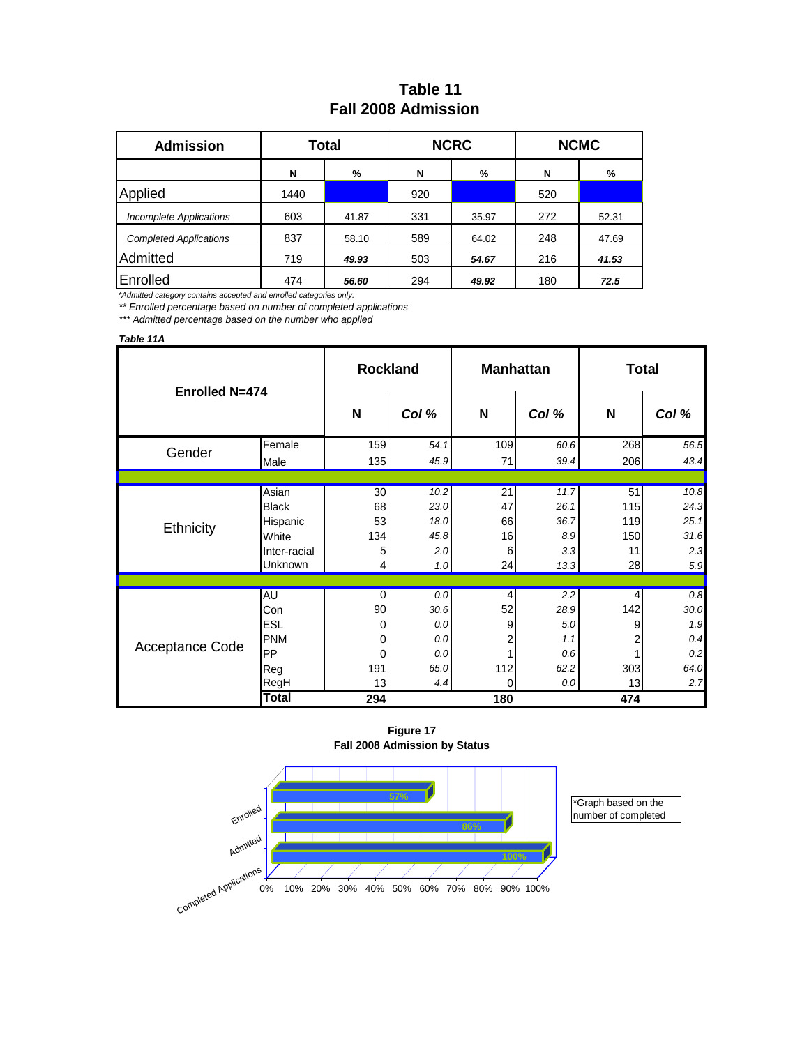# Table 11
## Fall 2008 Admission

| Admission | Total | | NCRC | | NCMC | |
|---|---|---|---|---|---|---|
| | N | % | N | % | N | % |
| Applied | 1440 | | 920 | | 520 | |
| *Incomplete Applications* | 603 | 41.87 | 331 | 35.97 | 272 | 52.31 |
| *Completed Applications* | 837 | 58.10 | 589 | 64.02 | 248 | 47.69 |
| Admitted | 719 | ***49.93*** | 503 | ***54.67*** | 216 | ***41.53*** |
| Enrolled | 474 | ***56.60*** | 294 | ***49.92*** | 180 | ***72.5*** |

*\*Admitted category contains accepted and enrolled categories only.*

*\*\* Enrolled percentage based on number of completed applications*

*\*\*\* Admitted percentage based on the number who applied*

***Table 11A***

| Enrolled N=474 | | Rockland | | Manhattan | | Total | |
|---|---|---|---|---|---|---|---|
| | | N | *Col %* | N | *Col %* | N | *Col %* |
| Gender | Female | 159 | *54.1* | 109 | *60.6* | 268 | *56.5* |
| | Male | 135 | *45.9* | 71 | *39.4* | 206 | *43.4* |
| Ethnicity | Asian | 30 | *10.2* | 21 | *11.7* | 51 | *10.8* |
| | Black | 68 | *23.0* | 47 | *26.1* | 115 | *24.3* |
| | Hispanic | 53 | *18.0* | 66 | *36.7* | 119 | *25.1* |
| | White | 134 | *45.8* | 16 | *8.9* | 150 | *31.6* |
| | Inter-racial | 5 | *2.0* | 6 | *3.3* | 11 | *2.3* |
| | Unknown | 4 | *1.0* | 24 | *13.3* | 28 | *5.9* |
| Acceptance Code | AU | 0 | *0.0* | 4 | *2.2* | 4 | *0.8* |
| | Con | 90 | *30.6* | 52 | *28.9* | 142 | *30.0* |
| | ESL | 0 | *0.0* | 9 | *5.0* | 9 | *1.9* |
| | PNM | 0 | *0.0* | 2 | *1.1* | 2 | *0.4* |
| | PP | 0 | *0.0* | 1 | *0.6* | 1 | *0.2* |
| | Reg | 191 | *65.0* | 112 | *62.2* | 303 | *64.0* |
| | RegH | 13 | *4.4* | 0 | *0.0* | 13 | *2.7* |
| | **Total** | **294** | | **180** | | **474** | |

**Figure 17**
**Fall 2008 Admission by Status**

| Status | % |
|---|---|
| Enrolled | 57% |
| Admitted | 86% |
| Completed Applications | 100% |

*Graph based on the number of completed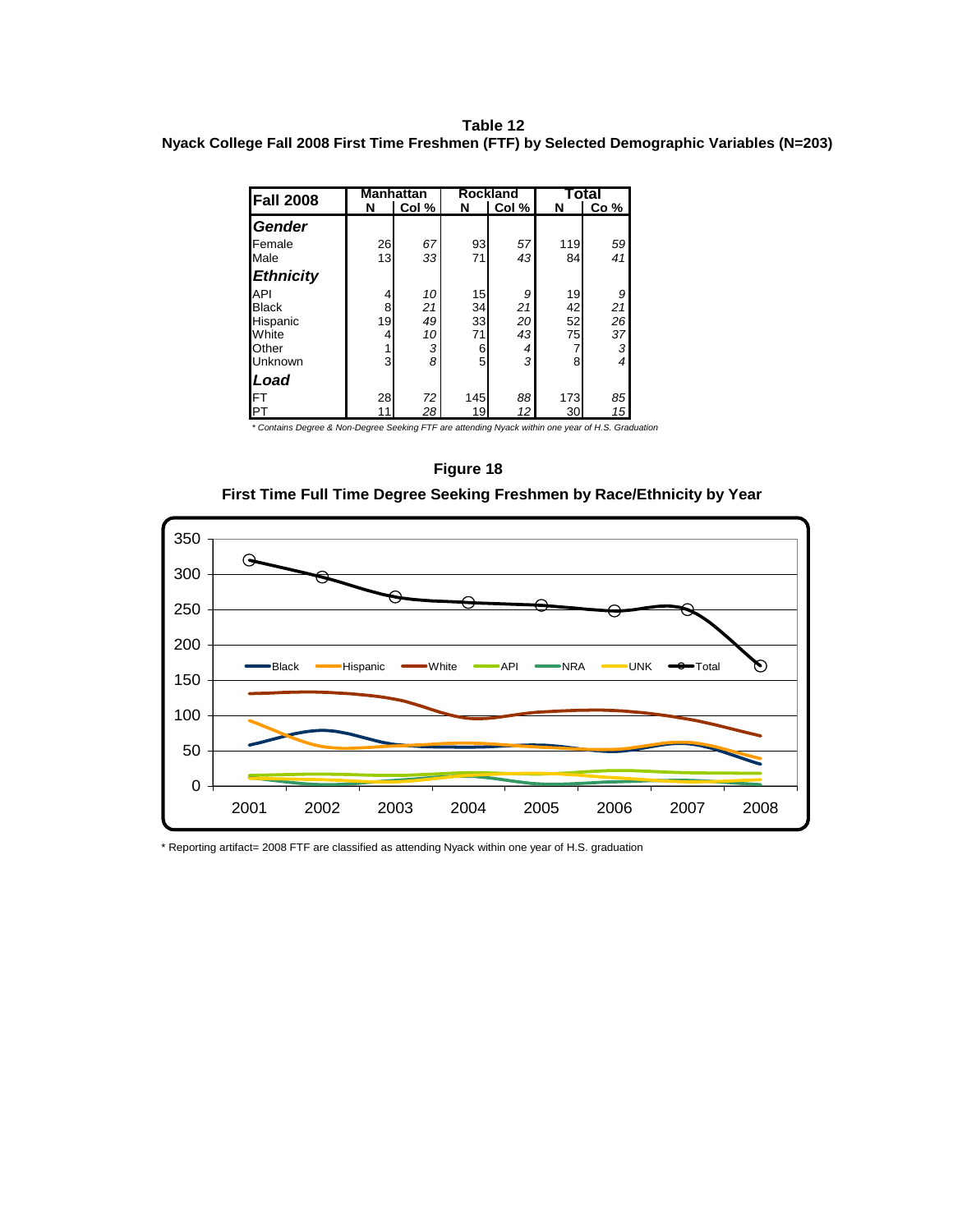**Table 12**
**Nyack College Fall 2008 First Time Freshmen (FTF) by Selected Demographic Variables (N=203)**

| Fall 2008 | Manhattan | | Rockland | | Total | |
|---|---|---|---|---|---|---|
| | N | Col % | N | Col % | N | Co % |
| ***Gender*** | | | | | | |
| Female | 26 | *67* | 93 | *57* | 119 | *59* |
| Male | 13 | *33* | 71 | *43* | 84 | *41* |
| ***Ethnicity*** | | | | | | |
| API | 4 | *10* | 15 | *9* | 19 | *9* |
| Black | 8 | *21* | 34 | *21* | 42 | *21* |
| Hispanic | 19 | *49* | 33 | *20* | 52 | *26* |
| White | 4 | *10* | 71 | *43* | 75 | *37* |
| Other | 1 | *3* | 6 | *4* | 7 | *3* |
| Unknown | 3 | *8* | 5 | *3* | 8 | *4* |
| ***Load*** | | | | | | |
| FT | 28 | *72* | 145 | *88* | 173 | *85* |
| PT | 11 | *28* | 19 | *12* | 30 | *15* |

*\* Contains Degree & Non-Degree Seeking FTF are attending Nyack within one year of H.S. Graduation*

**Figure 18**

**First Time Full Time Degree Seeking Freshmen by Race/Ethnicity by Year**

\* Reporting artifact= 2008 FTF are classified as attending Nyack within one year of H.S. graduation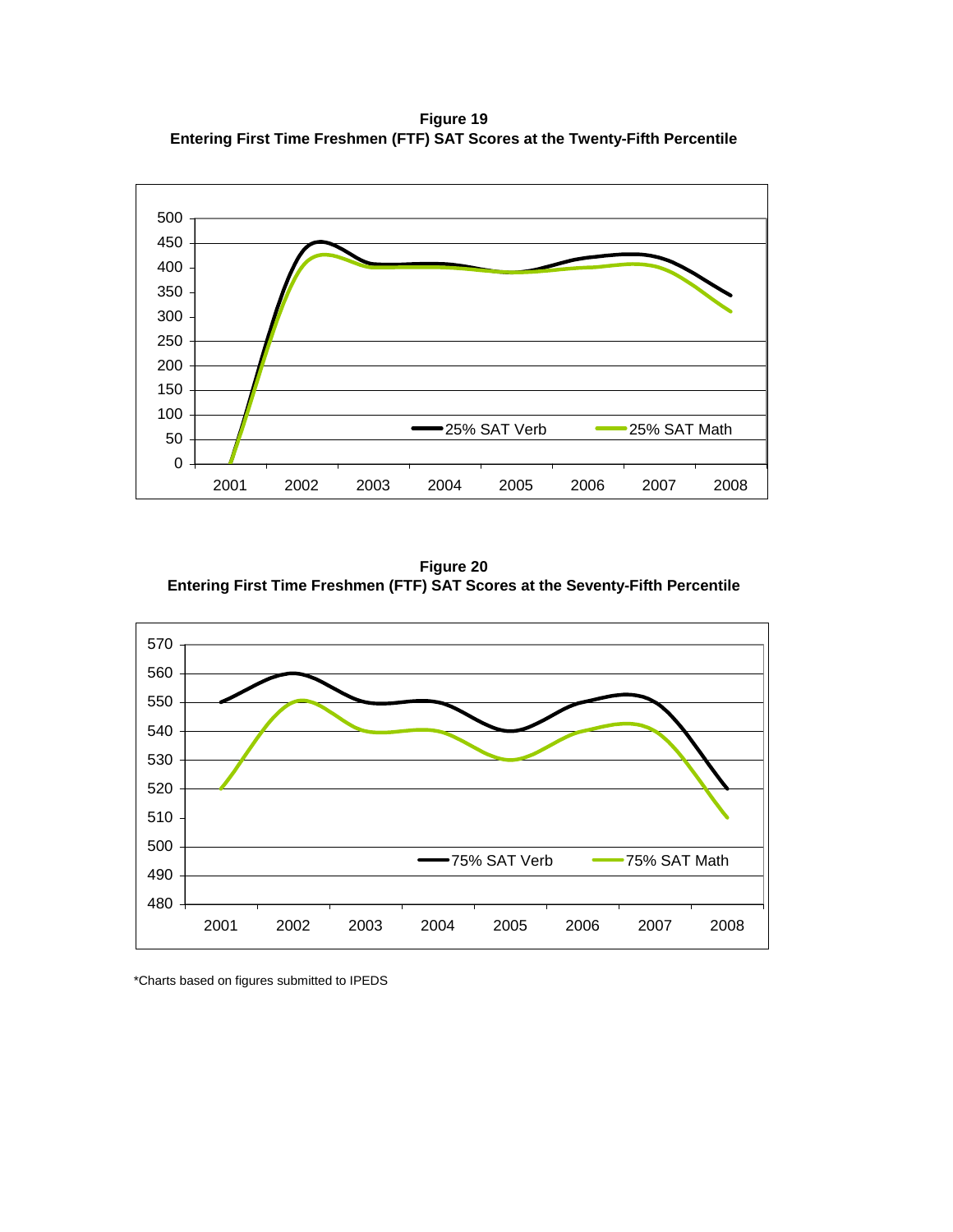**Figure 19**
**Entering First Time Freshmen (FTF) SAT Scores at the Twenty-Fifth Percentile**

**Figure 20**
**Entering First Time Freshmen (FTF) SAT Scores at the Seventy-Fifth Percentile**

*Charts based on figures submitted to IPEDS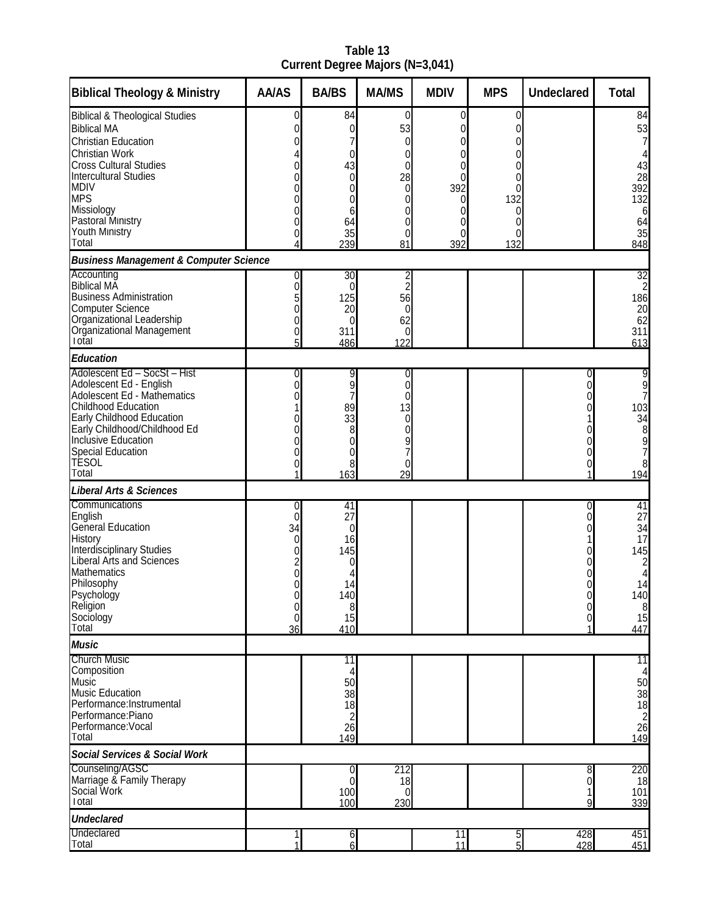**Table 13**
**Current Degree Majors (N=3,041)**

| Biblical Theology & Ministry | AA/AS | BA/BS | MA/MS | MDIV | MPS | Undeclared | Total |
|---|---|---|---|---|---|---|---|
| Biblical & Theological Studies | 0 | 84 | 0 | 0 | 0 | | 84 |
| Biblical MA | 0 | 0 | 53 | 0 | 0 | | 53 |
| Christian Education | 0 | 7 | 0 | 0 | 0 | | 7 |
| Christian Work | 4 | 0 | 0 | 0 | 0 | | 4 |
| Cross Cultural Studies | 0 | 43 | 0 | 0 | 0 | | 43 |
| Intercultural Studies | 0 | 0 | 28 | 0 | 0 | | 28 |
| MDIV | 0 | 0 | 0 | 392 | 0 | | 392 |
| MPS | 0 | 0 | 0 | 0 | 132 | | 132 |
| Missiology | 0 | 6 | 0 | 0 | 0 | | 6 |
| Pastoral Ministry | 0 | 64 | 0 | 0 | 0 | | 64 |
| Youth Ministry | 0 | 35 | 0 | 0 | 0 | | 35 |
| Total | 4 | 239 | 81 | 392 | 132 | | 848 |
| ***Business Management & Computer Science*** | | | | | | | |
| Accounting | 0 | 30 | 2 | | | | 32 |
| Biblical MA | 0 | 0 | 2 | | | | 2 |
| Business Administration | 5 | 125 | 56 | | | | 186 |
| Computer Science | 0 | 20 | 0 | | | | 20 |
| Organizational Leadership | 0 | 0 | 62 | | | | 62 |
| Organizational Management | 0 | 311 | 0 | | | | 311 |
| Total | 5 | 486 | 122 | | | | 613 |
| ***Education*** | | | | | | | |
| Adolescent Ed – SocSt – Hist | 0 | 9 | 0 | | | 0 | 9 |
| Adolescent Ed - English | 0 | 9 | 0 | | | 0 | 9 |
| Adolescent Ed - Mathematics | 0 | 7 | 0 | | | 0 | 7 |
| Childhood Education | 1 | 89 | 13 | | | 0 | 103 |
| Early Childhood Education | 0 | 33 | 0 | | | 1 | 34 |
| Early Childhood/Childhood Ed | 0 | 8 | 0 | | | 0 | 8 |
| Inclusive Education | 0 | 0 | 9 | | | 0 | 9 |
| Special Education | 0 | 0 | 7 | | | 0 | 7 |
| TESOL | 0 | 8 | 0 | | | 0 | 8 |
| Total | 1 | 163 | 29 | | | 1 | 194 |
| ***Liberal Arts & Sciences*** | | | | | | | |
| Communications | 0 | 41 | | | | 0 | 41 |
| English | 0 | 27 | | | | 0 | 27 |
| General Education | 34 | 0 | | | | 0 | 34 |
| History | 0 | 16 | | | | 1 | 17 |
| Interdisciplinary Studies | 0 | 145 | | | | 0 | 145 |
| Liberal Arts and Sciences | 2 | 0 | | | | 0 | 2 |
| Mathematics | 0 | 4 | | | | 0 | 4 |
| Philosophy | 0 | 14 | | | | 0 | 14 |
| Psychology | 0 | 140 | | | | 0 | 140 |
| Religion | 0 | 8 | | | | 0 | 8 |
| Sociology | 0 | 15 | | | | 0 | 15 |
| Total | 36 | 410 | | | | 1 | 447 |
| ***Music*** | | | | | | | |
| Church Music | | 11 | | | | | 11 |
| Composition | | 4 | | | | | 4 |
| Music | | 50 | | | | | 50 |
| Music Education | | 38 | | | | | 38 |
| Performance:Instrumental | | 18 | | | | | 18 |
| Performance:Piano | | 2 | | | | | 2 |
| Performance:Vocal | | 26 | | | | | 26 |
| Total | | 149 | | | | | 149 |
| ***Social Services & Social Work*** | | | | | | | |
| Counseling/AGSC | | 0 | 212 | | | 8 | 220 |
| Marriage & Family Therapy | | 0 | 18 | | | 0 | 18 |
| Social Work | | 100 | 0 | | | 1 | 101 |
| Total | | 100 | 230 | | | 9 | 339 |
| ***Undeclared*** | | | | | | | |
| Undeclared | 1 | 6 | | 11 | 5 | 428 | 451 |
| Total | 1 | 6 | | 11 | 5 | 428 | 451 |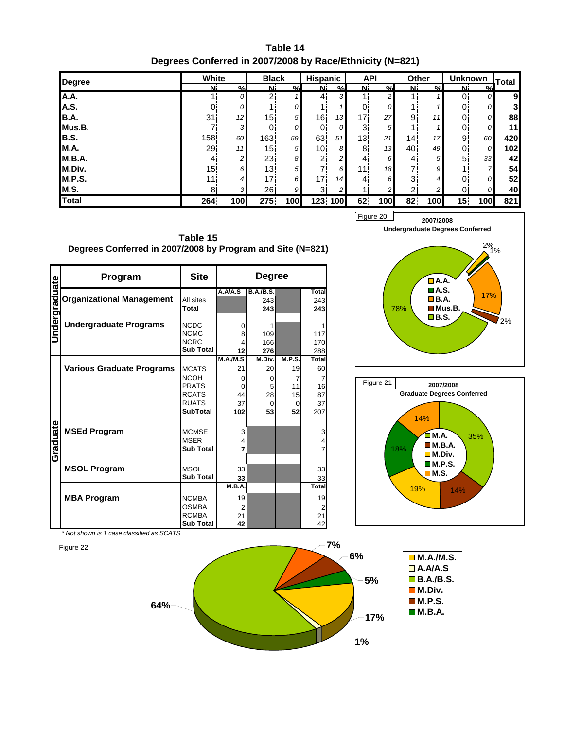**Table 14**
**Degrees Conferred in 2007/2008 by Race/Ethnicity (N=821)**

| Degree | White N | White % | Black N | Black % | Hispanic N | Hispanic % | API N | API % | Other N | Other % | Unknown N | Unknown % | Total |
|---|---|---|---|---|---|---|---|---|---|---|---|---|---|
| A.A. | 1 | 0 | 2 | 1 | 4 | 3 | 1 | 2 | 1 | 1 | 0 | 0 | 9 |
| A.S. | 0 | 0 | 1 | 0 | 1 | 1 | 0 | 0 | 1 | 1 | 0 | 0 | 3 |
| B.A. | 31 | 12 | 15 | 5 | 16 | 13 | 17 | 27 | 9 | 11 | 0 | 0 | 88 |
| Mus.B. | 7 | 3 | 0 | 0 | 0 | 0 | 3 | 5 | 1 | 1 | 0 | 0 | 11 |
| B.S. | 158 | 60 | 163 | 59 | 63 | 51 | 13 | 21 | 14 | 17 | 9 | 60 | 420 |
| M.A. | 29 | 11 | 15 | 5 | 10 | 8 | 8 | 13 | 40 | 49 | 0 | 0 | 102 |
| M.B.A. | 4 | 2 | 23 | 8 | 2 | 2 | 4 | 6 | 4 | 5 | 5 | 33 | 42 |
| M.Div. | 15 | 6 | 13 | 5 | 7 | 6 | 11 | 18 | 7 | 9 | 1 | 7 | 54 |
| M.P.S. | 11 | 4 | 17 | 6 | 17 | 14 | 4 | 6 | 3 | 4 | 0 | 0 | 52 |
| M.S. | 8 | 3 | 26 | 9 | 3 | 2 | 1 | 2 | 2 | 2 | 0 | 0 | 40 |
| **Total** | **264** | **100** | **275** | **100** | **123** | **100** | **62** | **100** | **82** | **100** | **15** | **100** | **821** |

**Table 15**
**Degrees Conferred in 2007/2008 by Program and Site (N=821)**

| | Program | Site | A.A/A.S | B.A./B.S. | | Total |
|---|---|---|---|---|---|---|
| Undergraduate | Organizational Management | All sites | | 243 | | 243 |
| | | Total | | 243 | | 243 |
| | Undergraduate Programs | NCDC | 0 | 1 | | 1 |
| | | NCMC | 8 | 109 | | 117 |
| | | NCRC | 4 | 166 | | 170 |
| | | Sub Total | 12 | 276 | | 288 |
| | | | **M.A./M.S** | **M.Div.** | **M.P.S.** | **Total** |
| Graduate | Various Graduate Programs | MCATS | 21 | 20 | 19 | 60 |
| | | NCOH | 0 | 0 | 7 | 7 |
| | | PRATS | 0 | 5 | 11 | 16 |
| | | RCATS | 44 | 28 | 15 | 87 |
| | | RUATS | 37 | 0 | 0 | 37 |
| | | SubTotal | 102 | 53 | 52 | 207 |
| | MSEd Program | MCMSE | 3 | | | 3 |
| | | MSER | 4 | | | 4 |
| | | Sub Total | 7 | | | 7 |
| | MSOL Program | MSOL | 33 | | | 33 |
| | | Sub Total | 33 | | | 33 |
| | | | **M.B.A.** | | | **Total** |
| | MBA Program | NCMBA | 19 | | | 19 |
| | | OSMBA | 2 | | | 2 |
| | | RCMBA | 21 | | | 21 |
| | | Sub Total | 42 | | | 42 |

*\* Not shown is 1 case classified as SCATS*

Figure 20
2007/2008 Undergraduate Degrees Conferred

Figure 21
2007/2008 Graduate Degrees Conferred

Figure 22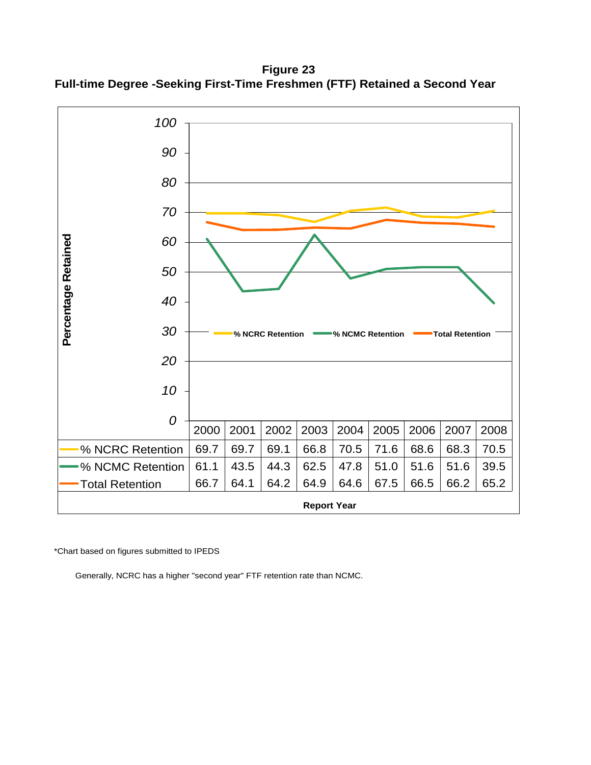**Figure 23**
**Full-time Degree -Seeking First-Time Freshmen (FTF) Retained a Second Year**

| Report Year | 2000 | 2001 | 2002 | 2003 | 2004 | 2005 | 2006 | 2007 | 2008 |
|---|---|---|---|---|---|---|---|---|---|
| % NCRC Retention | 69.7 | 69.7 | 69.1 | 66.8 | 70.5 | 71.6 | 68.6 | 68.3 | 70.5 |
| % NCMC Retention | 61.1 | 43.5 | 44.3 | 62.5 | 47.8 | 51.0 | 51.6 | 51.6 | 39.5 |
| Total Retention | 66.7 | 64.1 | 64.2 | 64.9 | 64.6 | 67.5 | 66.5 | 66.2 | 65.2 |

*Chart based on figures submitted to IPEDS

Generally, NCRC has a higher "second year" FTF retention rate than NCMC.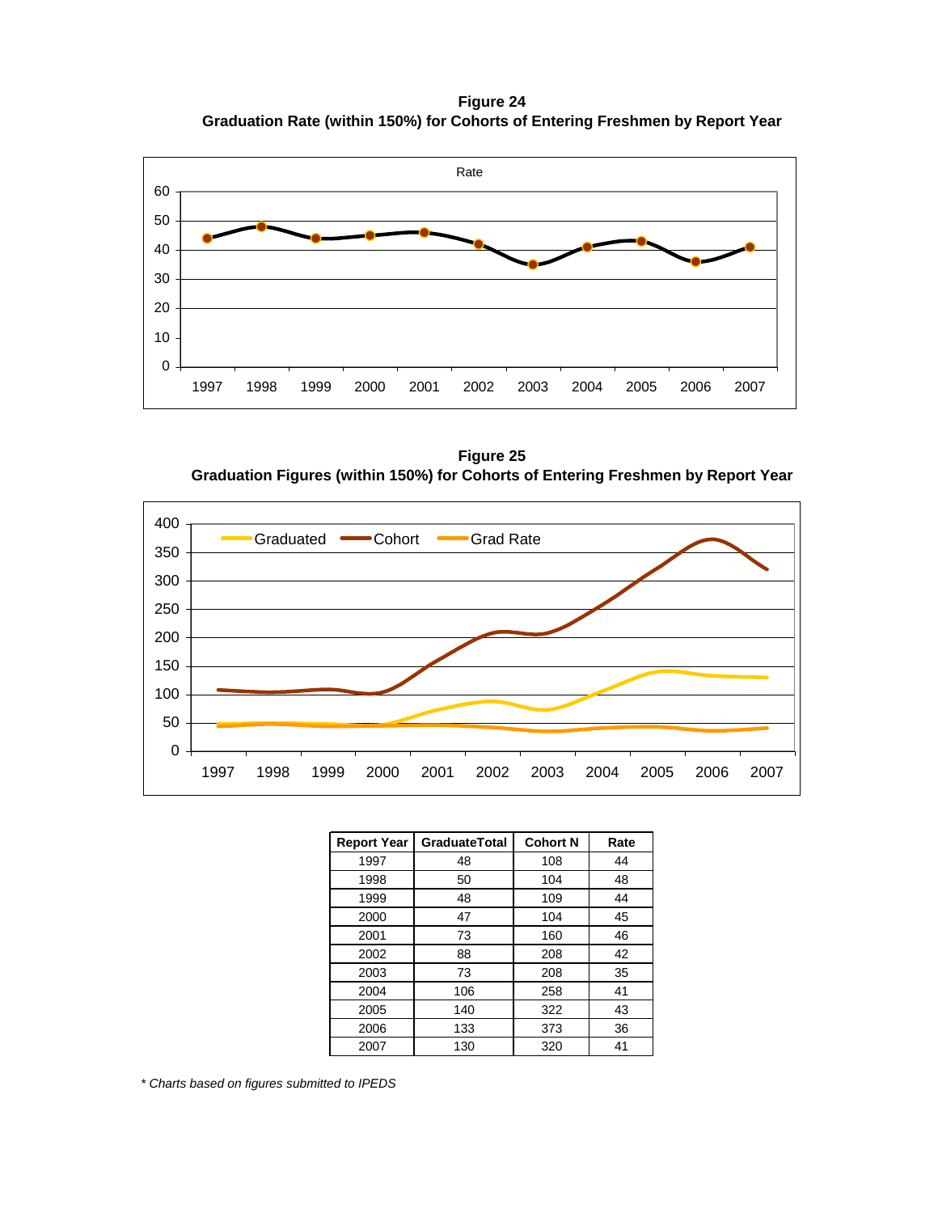**Figure 24**
**Graduation Rate (within 150%) for Cohorts of Entering Freshmen by Report Year**

**Figure 25**
**Graduation Figures (within 150%) for Cohorts of Entering Freshmen by Report Year**

| Report Year | GraduateTotal | Cohort N | Rate |
|---|---|---|---|
| 1997 | 48 | 108 | 44 |
| 1998 | 50 | 104 | 48 |
| 1999 | 48 | 109 | 44 |
| 2000 | 47 | 104 | 45 |
| 2001 | 73 | 160 | 46 |
| 2002 | 88 | 208 | 42 |
| 2003 | 73 | 208 | 35 |
| 2004 | 106 | 258 | 41 |
| 2005 | 140 | 322 | 43 |
| 2006 | 133 | 373 | 36 |
| 2007 | 130 | 320 | 41 |

*\* Charts based on figures submitted to IPEDS*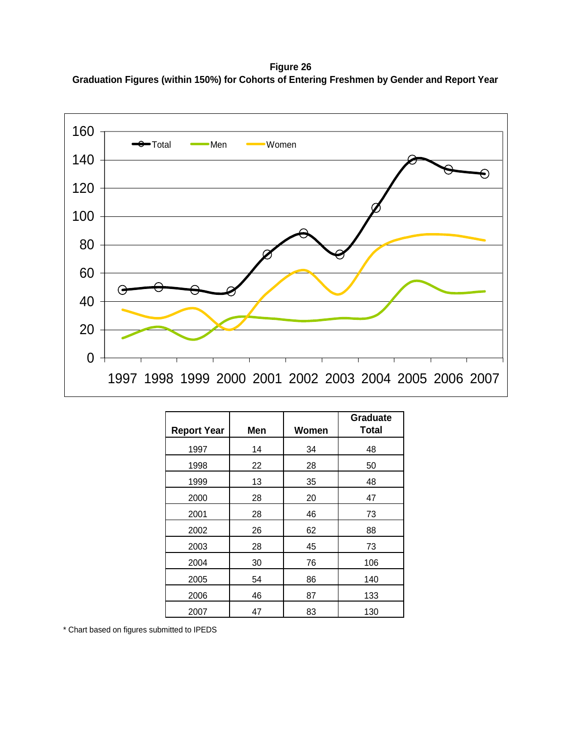**Figure 26**
**Graduation Figures (within 150%) for Cohorts of Entering Freshmen by Gender and Report Year**

| Report Year | Men | Women | Graduate Total |
|---|---|---|---|
| 1997 | 14 | 34 | 48 |
| 1998 | 22 | 28 | 50 |
| 1999 | 13 | 35 | 48 |
| 2000 | 28 | 20 | 47 |
| 2001 | 28 | 46 | 73 |
| 2002 | 26 | 62 | 88 |
| 2003 | 28 | 45 | 73 |
| 2004 | 30 | 76 | 106 |
| 2005 | 54 | 86 | 140 |
| 2006 | 46 | 87 | 133 |
| 2007 | 47 | 83 | 130 |

* Chart based on figures submitted to IPEDS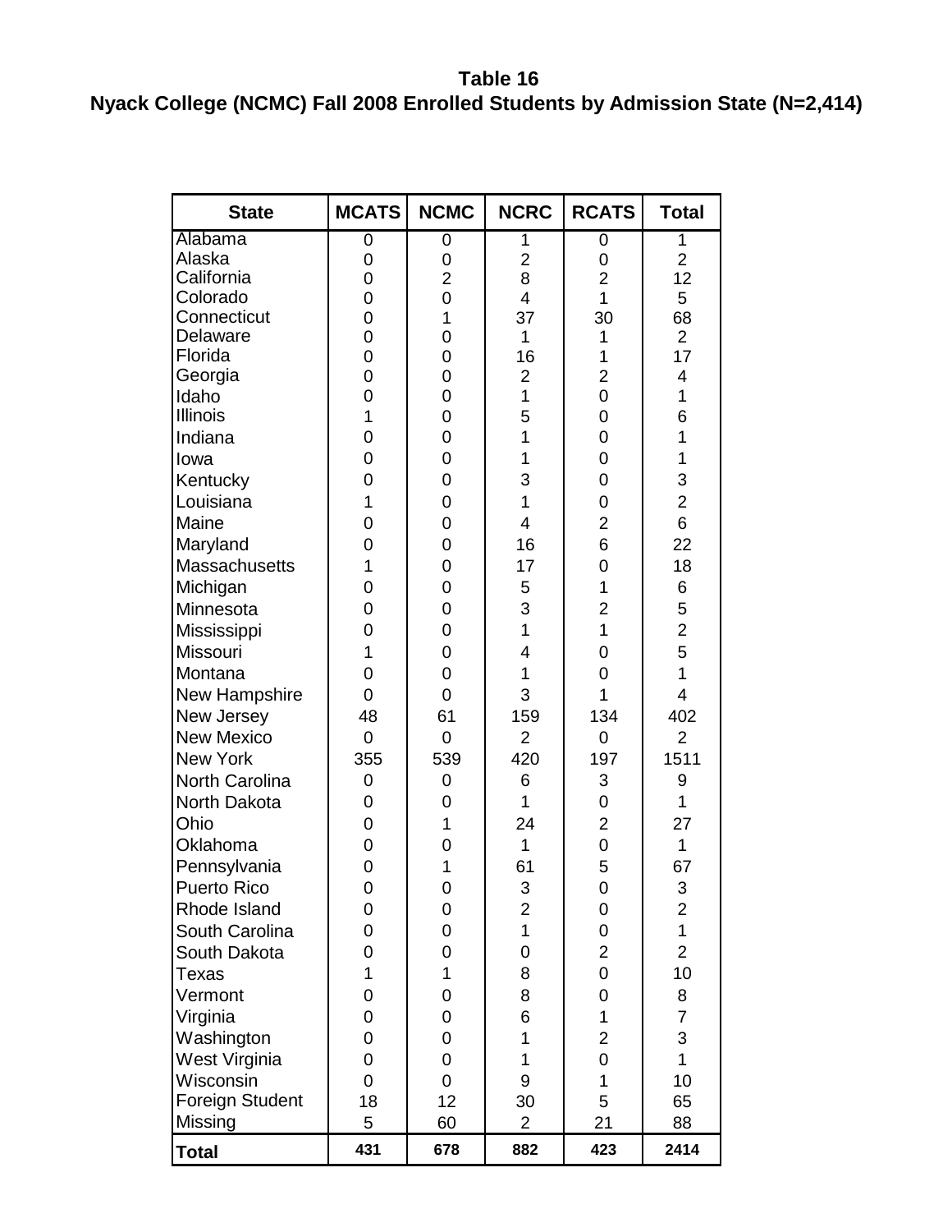**Table 16**

**Nyack College (NCMC) Fall 2008 Enrolled Students by Admission State (N=2,414)**

| State | MCATS | NCMC | NCRC | RCATS | Total |
|---|---|---|---|---|---|
| Alabama | 0 | 0 | 1 | 0 | 1 |
| Alaska | 0 | 0 | 2 | 0 | 2 |
| California | 0 | 2 | 8 | 2 | 12 |
| Colorado | 0 | 0 | 4 | 1 | 5 |
| Connecticut | 0 | 1 | 37 | 30 | 68 |
| Delaware | 0 | 0 | 1 | 1 | 2 |
| Florida | 0 | 0 | 16 | 1 | 17 |
| Georgia | 0 | 0 | 2 | 2 | 4 |
| Idaho | 0 | 0 | 1 | 0 | 1 |
| Illinois | 1 | 0 | 5 | 0 | 6 |
| Indiana | 0 | 0 | 1 | 0 | 1 |
| Iowa | 0 | 0 | 1 | 0 | 1 |
| Kentucky | 0 | 0 | 3 | 0 | 3 |
| Louisiana | 1 | 0 | 1 | 0 | 2 |
| Maine | 0 | 0 | 4 | 2 | 6 |
| Maryland | 0 | 0 | 16 | 6 | 22 |
| Massachusetts | 1 | 0 | 17 | 0 | 18 |
| Michigan | 0 | 0 | 5 | 1 | 6 |
| Minnesota | 0 | 0 | 3 | 2 | 5 |
| Mississippi | 0 | 0 | 1 | 1 | 2 |
| Missouri | 1 | 0 | 4 | 0 | 5 |
| Montana | 0 | 0 | 1 | 0 | 1 |
| New Hampshire | 0 | 0 | 3 | 1 | 4 |
| New Jersey | 48 | 61 | 159 | 134 | 402 |
| New Mexico | 0 | 0 | 2 | 0 | 2 |
| New York | 355 | 539 | 420 | 197 | 1511 |
| North Carolina | 0 | 0 | 6 | 3 | 9 |
| North Dakota | 0 | 0 | 1 | 0 | 1 |
| Ohio | 0 | 1 | 24 | 2 | 27 |
| Oklahoma | 0 | 0 | 1 | 0 | 1 |
| Pennsylvania | 0 | 1 | 61 | 5 | 67 |
| Puerto Rico | 0 | 0 | 3 | 0 | 3 |
| Rhode Island | 0 | 0 | 2 | 0 | 2 |
| South Carolina | 0 | 0 | 1 | 0 | 1 |
| South Dakota | 0 | 0 | 0 | 2 | 2 |
| Texas | 1 | 1 | 8 | 0 | 10 |
| Vermont | 0 | 0 | 8 | 0 | 8 |
| Virginia | 0 | 0 | 6 | 1 | 7 |
| Washington | 0 | 0 | 1 | 2 | 3 |
| West Virginia | 0 | 0 | 1 | 0 | 1 |
| Wisconsin | 0 | 0 | 9 | 1 | 10 |
| Foreign Student | 18 | 12 | 30 | 5 | 65 |
| Missing | 5 | 60 | 2 | 21 | 88 |
| **Total** | **431** | **678** | **882** | **423** | **2414** |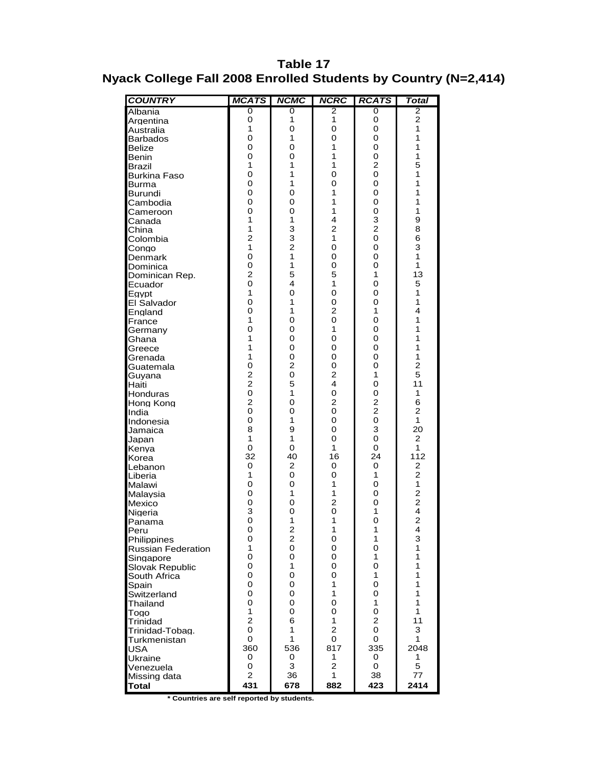**Table 17**
**Nyack College Fall 2008 Enrolled Students by Country (N=2,414)**

| *COUNTRY* | *MCATS* | *NCMC* | *NCRC* | *RCATS* | *Total* |
|---|---|---|---|---|---|
| Albania | 0 | 0 | 2 | 0 | 2 |
| Argentina | 0 | 1 | 1 | 0 | 2 |
| Australia | 1 | 0 | 0 | 0 | 1 |
| Barbados | 0 | 1 | 0 | 0 | 1 |
| Belize | 0 | 0 | 1 | 0 | 1 |
| Benin | 0 | 0 | 1 | 0 | 1 |
| Brazil | 1 | 1 | 1 | 2 | 5 |
| Burkina Faso | 0 | 1 | 0 | 0 | 1 |
| Burma | 0 | 1 | 0 | 0 | 1 |
| Burundi | 0 | 0 | 1 | 0 | 1 |
| Cambodia | 0 | 0 | 1 | 0 | 1 |
| Cameroon | 0 | 0 | 1 | 0 | 1 |
| Canada | 1 | 1 | 4 | 3 | 9 |
| China | 1 | 3 | 2 | 2 | 8 |
| Colombia | 2 | 3 | 1 | 0 | 6 |
| Congo | 1 | 2 | 0 | 0 | 3 |
| Denmark | 0 | 1 | 0 | 0 | 1 |
| Dominica | 0 | 1 | 0 | 0 | 1 |
| Dominican Rep. | 2 | 5 | 5 | 1 | 13 |
| Ecuador | 0 | 4 | 1 | 0 | 5 |
| Egypt | 1 | 0 | 0 | 0 | 1 |
| El Salvador | 0 | 1 | 0 | 0 | 1 |
| England | 0 | 1 | 2 | 1 | 4 |
| France | 1 | 0 | 0 | 0 | 1 |
| Germany | 0 | 0 | 1 | 0 | 1 |
| Ghana | 1 | 0 | 0 | 0 | 1 |
| Greece | 1 | 0 | 0 | 0 | 1 |
| Grenada | 1 | 0 | 0 | 0 | 1 |
| Guatemala | 0 | 2 | 0 | 0 | 2 |
| Guyana | 2 | 0 | 2 | 1 | 5 |
| Haiti | 2 | 5 | 4 | 0 | 11 |
| Honduras | 0 | 1 | 0 | 0 | 1 |
| Hong Kong | 2 | 0 | 2 | 2 | 6 |
| India | 0 | 0 | 0 | 2 | 2 |
| Indonesia | 0 | 1 | 0 | 0 | 1 |
| Jamaica | 8 | 9 | 0 | 3 | 20 |
| Japan | 1 | 1 | 0 | 0 | 2 |
| Kenya | 0 | 0 | 1 | 0 | 1 |
| Korea | 32 | 40 | 16 | 24 | 112 |
| Lebanon | 0 | 2 | 0 | 0 | 2 |
| Liberia | 1 | 0 | 0 | 1 | 2 |
| Malawi | 0 | 0 | 1 | 0 | 1 |
| Malaysia | 0 | 1 | 1 | 0 | 2 |
| Mexico | 0 | 0 | 2 | 0 | 2 |
| Nigeria | 3 | 0 | 0 | 1 | 4 |
| Panama | 0 | 1 | 1 | 0 | 2 |
| Peru | 0 | 2 | 1 | 1 | 4 |
| Philippines | 0 | 2 | 0 | 1 | 3 |
| Russian Federation | 1 | 0 | 0 | 0 | 1 |
| Singapore | 0 | 0 | 0 | 1 | 1 |
| Slovak Republic | 0 | 1 | 0 | 0 | 1 |
| South Africa | 0 | 0 | 0 | 1 | 1 |
| Spain | 0 | 0 | 1 | 0 | 1 |
| Switzerland | 0 | 0 | 1 | 0 | 1 |
| Thailand | 0 | 0 | 0 | 1 | 1 |
| Togo | 1 | 0 | 0 | 0 | 1 |
| Trinidad | 2 | 6 | 1 | 2 | 11 |
| Trinidad-Tobag. | 0 | 1 | 2 | 0 | 3 |
| Turkmenistan | 0 | 1 | 0 | 0 | 1 |
| USA | 360 | 536 | 817 | 335 | 2048 |
| Ukraine | 0 | 0 | 1 | 0 | 1 |
| Venezuela | 0 | 3 | 2 | 0 | 5 |
| Missing data | 2 | 36 | 1 | 38 | 77 |
| **Total** | **431** | **678** | **882** | **423** | **2414** |

**\* Countries are self reported by students.**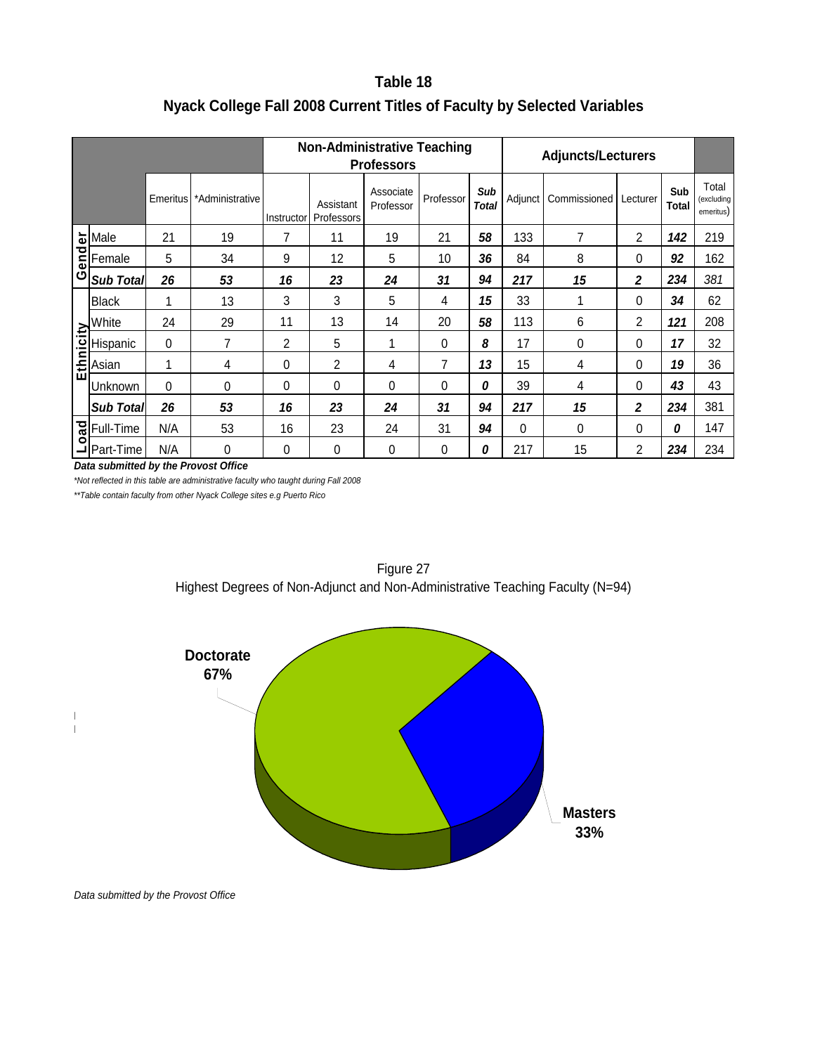**Table 18**

**Nyack College Fall 2008 Current Titles of Faculty by Selected Variables**

| | | | | Non-Administrative Teaching Professors | | | | | Adjuncts/Lecturers | | | | |
|---|---|---|---|---|---|---|---|---|---|---|---|---|---|
| | | Emeritus | *Administrative | Instructor | Assistant Professors | Associate Professor | Professor | ***Sub Total*** | Adjunct | Commissioned | Lecturer | **Sub Total** | Total (excluding emeritus) |
| Gender | Male | 21 | 19 | 7 | 11 | 19 | 21 | ***58*** | 133 | 7 | 2 | ***142*** | 219 |
| | Female | 5 | 34 | 9 | 12 | 5 | 10 | ***36*** | 84 | 8 | 0 | ***92*** | 162 |
| | ***Sub Total*** | ***26*** | ***53*** | ***16*** | ***23*** | ***24*** | ***31*** | ***94*** | ***217*** | ***15*** | ***2*** | ***234*** | *381* |
| Ethnicity | Black | 1 | 13 | 3 | 3 | 5 | 4 | ***15*** | 33 | 1 | 0 | ***34*** | 62 |
| | White | 24 | 29 | 11 | 13 | 14 | 20 | ***58*** | 113 | 6 | 2 | ***121*** | 208 |
| | Hispanic | 0 | 7 | 2 | 5 | 1 | 0 | ***8*** | 17 | 0 | 0 | ***17*** | 32 |
| | Asian | 1 | 4 | 0 | 2 | 4 | 7 | ***13*** | 15 | 4 | 0 | ***19*** | 36 |
| | Unknown | 0 | 0 | 0 | 0 | 0 | 0 | ***0*** | 39 | 4 | 0 | ***43*** | 43 |
| | ***Sub Total*** | ***26*** | ***53*** | ***16*** | ***23*** | ***24*** | ***31*** | ***94*** | ***217*** | ***15*** | ***2*** | ***234*** | 381 |
| Load | Full-Time | N/A | 53 | 16 | 23 | 24 | 31 | ***94*** | 0 | 0 | 0 | ***0*** | 147 |
| | Part-Time | N/A | 0 | 0 | 0 | 0 | 0 | ***0*** | 217 | 15 | 2 | ***234*** | 234 |

***Data submitted by the Provost Office***

*\*Not reflected in this table are administrative faculty who taught during Fall 2008*

*\*\*Table contain faculty from other Nyack College sites e.g Puerto Rico*

Figure 27

Highest Degrees of Non-Adjunct and Non-Administrative Teaching Faculty (N=94)

**Doctorate 67%**

**Masters 33%**

*Data submitted by the Provost Office*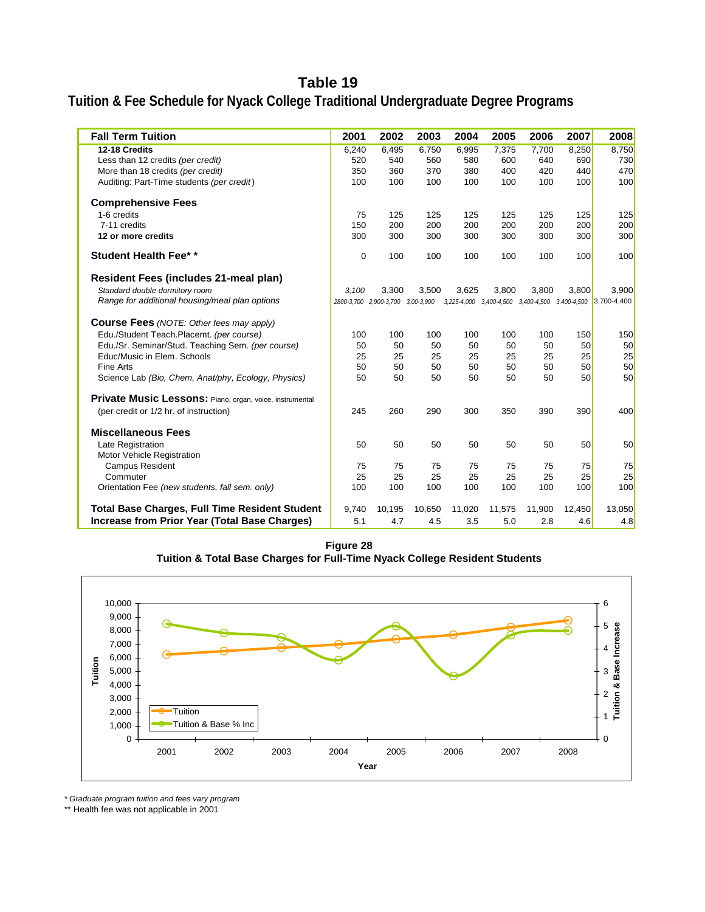# Table 19

## Tuition & Fee Schedule for Nyack College Traditional Undergraduate Degree Programs

| Fall Term Tuition | 2001 | 2002 | 2003 | 2004 | 2005 | 2006 | 2007 | 2008 |
|---|---|---|---|---|---|---|---|---|
| **12-18 Credits** | 6,240 | 6,495 | 6,750 | 6,995 | 7,375 | 7,700 | 8,250 | 8,750 |
| Less than 12 credits *(per credit)* | 520 | 540 | 560 | 580 | 600 | 640 | 690 | 730 |
| More than 18 credits *(per credit)* | 350 | 360 | 370 | 380 | 400 | 420 | 440 | 470 |
| Auditing: Part-Time students *(per credit)* | 100 | 100 | 100 | 100 | 100 | 100 | 100 | 100 |
| **Comprehensive Fees** | | | | | | | | |
| 1-6 credits | 75 | 125 | 125 | 125 | 125 | 125 | 125 | 125 |
| 7-11 credits | 150 | 200 | 200 | 200 | 200 | 200 | 200 | 200 |
| **12 or more credits** | 300 | 300 | 300 | 300 | 300 | 300 | 300 | 300 |
| **Student Health Fee* *** | 0 | 100 | 100 | 100 | 100 | 100 | 100 | 100 |
| **Resident Fees (includes 21-meal plan)** | | | | | | | | |
| *Standard double dormitory room* | *3,100* | 3,300 | 3,500 | 3,625 | 3,800 | 3,800 | 3,800 | 3,900 |
| *Range for additional housing/meal plan options* | *2800-3,700* | *2,900-3,700* | *3,00-3,900* | *3,225-4,000* | *3,400-4,500* | *3,400-4,500* | *3,400-4,500* | 3,700-4,400 |
| **Course Fees** *(NOTE: Other fees may apply)* | | | | | | | | |
| Edu./Student Teach.Placemt. *(per course)* | 100 | 100 | 100 | 100 | 100 | 100 | 150 | 150 |
| Edu./Sr. Seminar/Stud. Teaching Sem. *(per course)* | 50 | 50 | 50 | 50 | 50 | 50 | 50 | 50 |
| Educ/Music in Elem. Schools | 25 | 25 | 25 | 25 | 25 | 25 | 25 | 25 |
| Fine Arts | 50 | 50 | 50 | 50 | 50 | 50 | 50 | 50 |
| Science Lab *(Bio, Chem, Anat/phy, Ecology, Physics)* | 50 | 50 | 50 | 50 | 50 | 50 | 50 | 50 |
| **Private Music Lessons:** Piano, organ, voice, instrumental | | | | | | | | |
| (per credit or 1/2 hr. of instruction) | 245 | 260 | 290 | 300 | 350 | 390 | 390 | 400 |
| **Miscellaneous Fees** | | | | | | | | |
| Late Registration | 50 | 50 | 50 | 50 | 50 | 50 | 50 | 50 |
| Motor Vehicle Registration | | | | | | | | |
| Campus Resident | 75 | 75 | 75 | 75 | 75 | 75 | 75 | 75 |
| Commuter | 25 | 25 | 25 | 25 | 25 | 25 | 25 | 25 |
| Orientation Fee *(new students, fall sem. only)* | 100 | 100 | 100 | 100 | 100 | 100 | 100 | 100 |
| **Total Base Charges, Full Time Resident Student** | 9,740 | 10,195 | 10,650 | 11,020 | 11,575 | 11,900 | 12,450 | 13,050 |
| **Increase from Prior Year (Total Base Charges)** | 5.1 | 4.7 | 4.5 | 3.5 | 5.0 | 2.8 | 4.6 | 4.8 |

**Figure 28**
**Tuition & Total Base Charges for Full-Time Nyack College Resident Students**

*\* Graduate program tuition and fees vary program*

\*\* Health fee was not applicable in 2001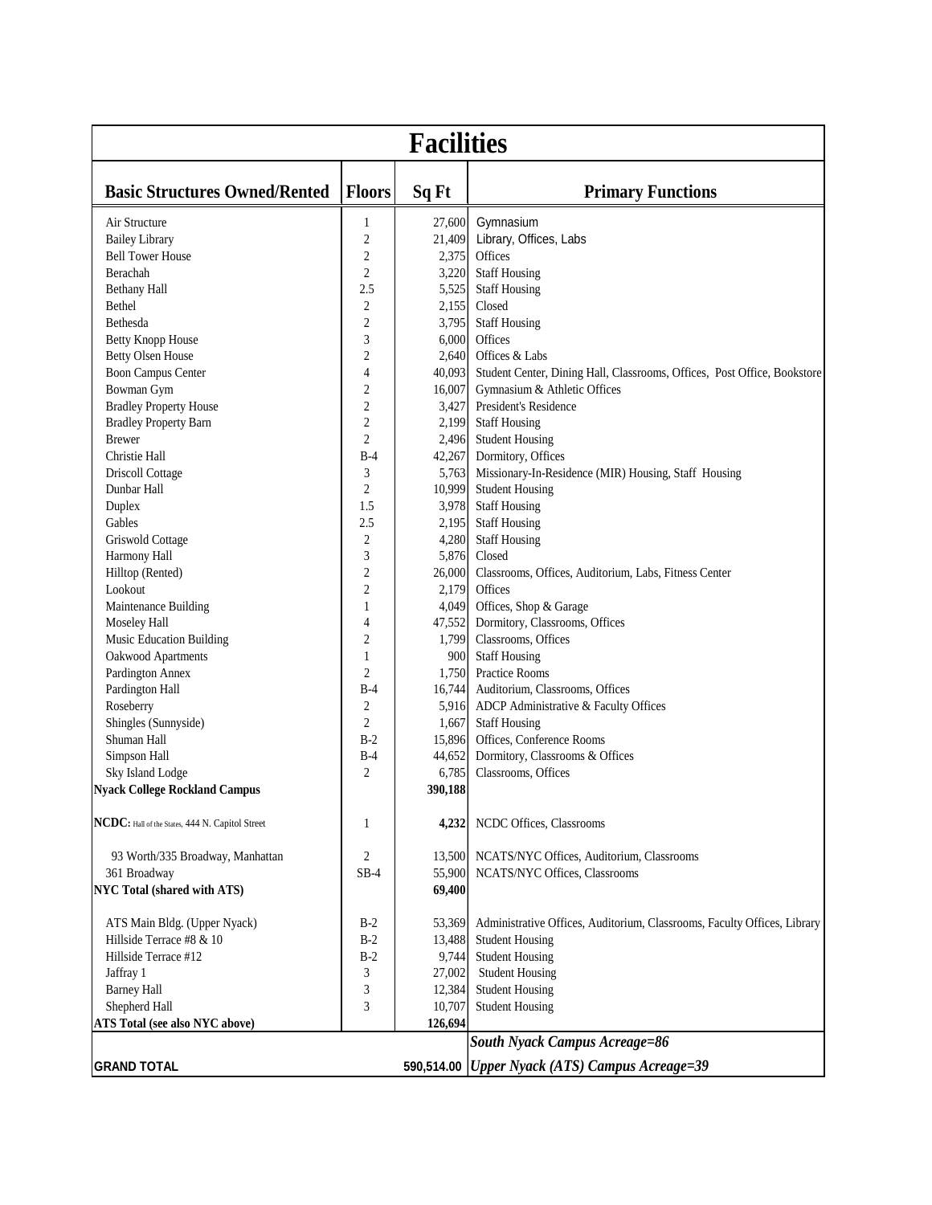# Facilities

| Basic Structures Owned/Rented | Floors | Sq Ft | Primary Functions |
|---|---|---|---|
| Air Structure | 1 | 27,600 | Gymnasium |
| Bailey Library | 2 | 21,409 | Library, Offices, Labs |
| Bell Tower House | 2 | 2,375 | Offices |
| Berachah | 2 | 3,220 | Staff Housing |
| Bethany Hall | 2.5 | 5,525 | Staff Housing |
| Bethel | 2 | 2,155 | Closed |
| Bethesda | 2 | 3,795 | Staff Housing |
| Betty Knopp House | 3 | 6,000 | Offices |
| Betty Olsen House | 2 | 2,640 | Offices & Labs |
| Boon Campus Center | 4 | 40,093 | Student Center, Dining Hall, Classrooms, Offices, Post Office, Bookstore |
| Bowman Gym | 2 | 16,007 | Gymnasium & Athletic Offices |
| Bradley Property House | 2 | 3,427 | President's Residence |
| Bradley Property Barn | 2 | 2,199 | Staff Housing |
| Brewer | 2 | 2,496 | Student Housing |
| Christie Hall | B-4 | 42,267 | Dormitory, Offices |
| Driscoll Cottage | 3 | 5,763 | Missionary-In-Residence (MIR) Housing, Staff Housing |
| Dunbar Hall | 2 | 10,999 | Student Housing |
| Duplex | 1.5 | 3,978 | Staff Housing |
| Gables | 2.5 | 2,195 | Staff Housing |
| Griswold Cottage | 2 | 4,280 | Staff Housing |
| Harmony Hall | 3 | 5,876 | Closed |
| Hilltop (Rented) | 2 | 26,000 | Classrooms, Offices, Auditorium, Labs, Fitness Center |
| Lookout | 2 | 2,179 | Offices |
| Maintenance Building | 1 | 4,049 | Offices, Shop & Garage |
| Moseley Hall | 4 | 47,552 | Dormitory, Classrooms, Offices |
| Music Education Building | 2 | 1,799 | Classrooms, Offices |
| Oakwood Apartments | 1 | 900 | Staff Housing |
| Pardington Annex | 2 | 1,750 | Practice Rooms |
| Pardington Hall | B-4 | 16,744 | Auditorium, Classrooms, Offices |
| Roseberry | 2 | 5,916 | ADCP Administrative & Faculty Offices |
| Shingles (Sunnyside) | 2 | 1,667 | Staff Housing |
| Shuman Hall | B-2 | 15,896 | Offices, Conference Rooms |
| Simpson Hall | B-4 | 44,652 | Dormitory, Classrooms & Offices |
| Sky Island Lodge | 2 | 6,785 | Classrooms, Offices |
| **Nyack College Rockland Campus** | | **390,188** | |
| **NCDC:** Hall of the States, 444 N. Capitol Street | 1 | **4,232** | NCDC Offices, Classrooms |
| 93 Worth/335 Broadway, Manhattan | 2 | 13,500 | NCATS/NYC Offices, Auditorium, Classrooms |
| 361 Broadway | SB-4 | 55,900 | NCATS/NYC Offices, Classrooms |
| **NYC Total (shared with ATS)** | | **69,400** | |
| ATS Main Bldg. (Upper Nyack) | B-2 | 53,369 | Administrative Offices, Auditorium, Classrooms, Faculty Offices, Library |
| Hillside Terrace #8 & 10 | B-2 | 13,488 | Student Housing |
| Hillside Terrace #12 | B-2 | 9,744 | Student Housing |
| Jaffray 1 | 3 | 27,002 | Student Housing |
| Barney Hall | 3 | 12,384 | Student Housing |
| Shepherd Hall | 3 | 10,707 | Student Housing |
| **ATS Total (see also NYC above)** | | **126,694** | |
| | | | ***South Nyack Campus Acreage=86*** |
| **GRAND TOTAL** | | **590,514.00** | ***Upper Nyack (ATS) Campus Acreage=39*** |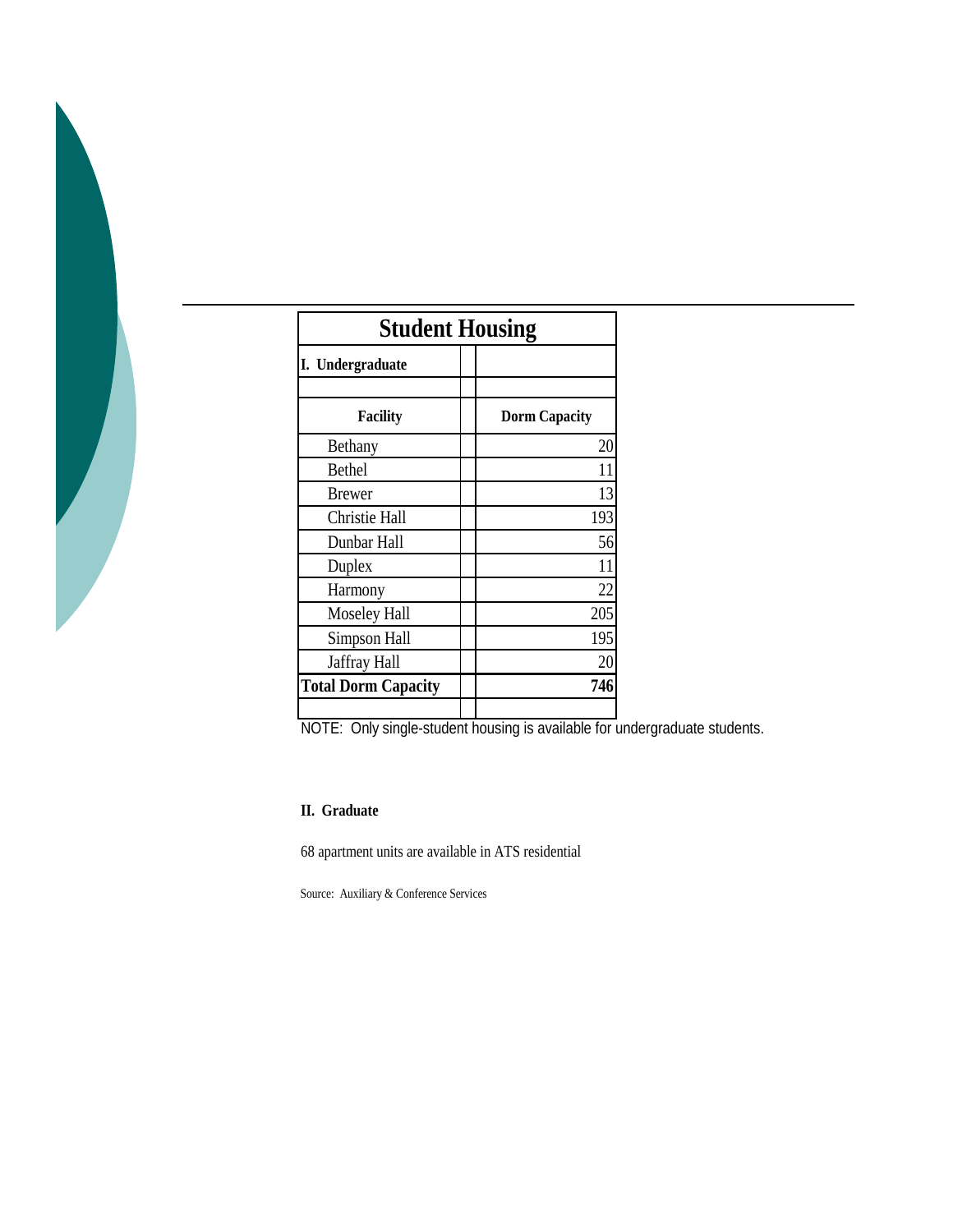## Student Housing

**I. Undergraduate**

| Facility | Dorm Capacity |
|---|---|
| Bethany | 20 |
| Bethel | 11 |
| Brewer | 13 |
| Christie Hall | 193 |
| Dunbar Hall | 56 |
| Duplex | 11 |
| Harmony | 22 |
| Moseley Hall | 205 |
| Simpson Hall | 195 |
| Jaffray Hall | 20 |
| **Total Dorm Capacity** | **746** |

NOTE: Only single-student housing is available for undergraduate students.

**II. Graduate**

68 apartment units are available in ATS residential

Source: Auxiliary & Conference Services